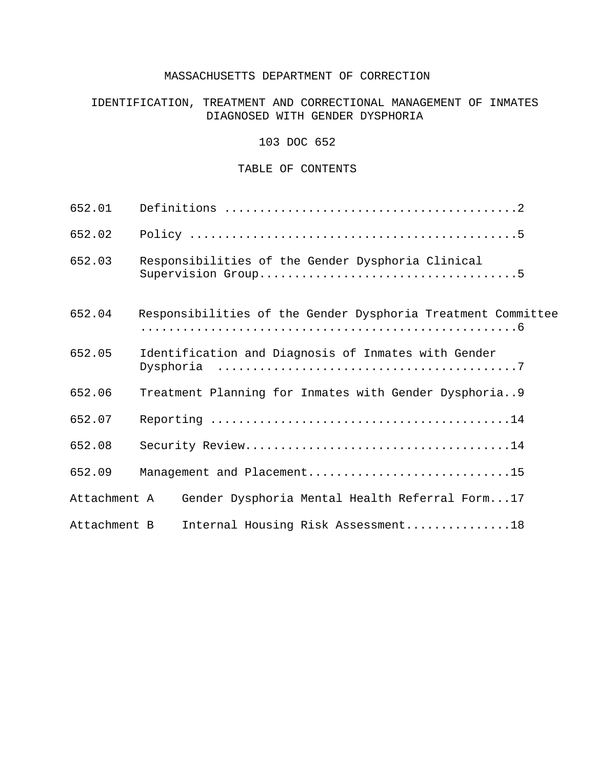# MASSACHUSETTS DEPARTMENT OF CORRECTION

## IDENTIFICATION, TREATMENT AND CORRECTIONAL MANAGEMENT OF INMATES DIAGNOSED WITH GENDER DYSPHORIA

## 103 DOC 652

## TABLE OF CONTENTS

| | | |
|---|---|---|
| 652.01 | Definitions | 2 |
| 652.02 | Policy | 5 |
| 652.03 | Responsibilities of the Gender Dysphoria Clinical Supervision Group | 5 |
| 652.04 | Responsibilities of the Gender Dysphoria Treatment Committee | 6 |
| 652.05 | Identification and Diagnosis of Inmates with Gender Dysphoria | 7 |
| 652.06 | Treatment Planning for Inmates with Gender Dysphoria | 9 |
| 652.07 | Reporting | 14 |
| 652.08 | Security Review | 14 |
| 652.09 | Management and Placement | 15 |
| Attachment A | Gender Dysphoria Mental Health Referral Form | 17 |
| Attachment B | Internal Housing Risk Assessment | 18 |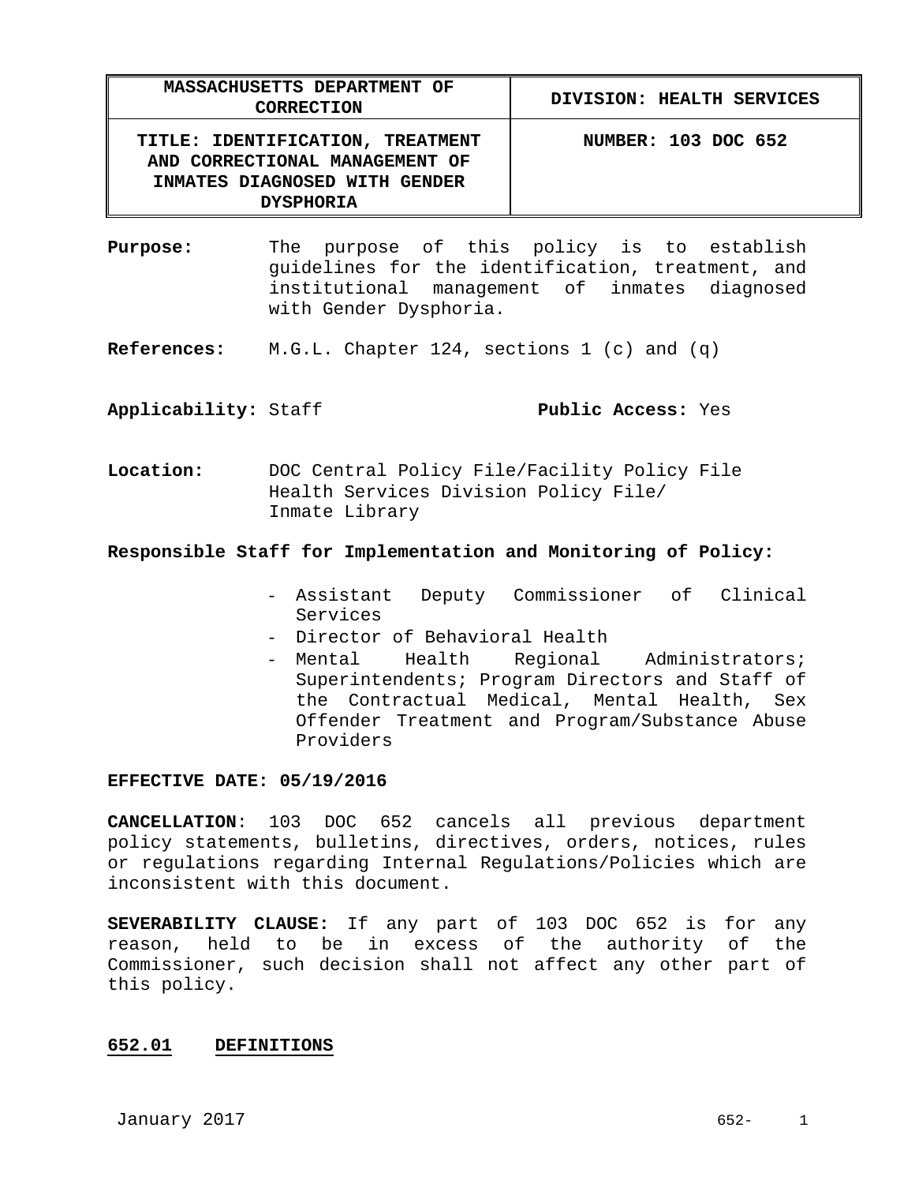| MASSACHUSETTS DEPARTMENT OF CORRECTION | DIVISION: HEALTH SERVICES |
| --- | --- |
| **TITLE: IDENTIFICATION, TREATMENT AND CORRECTIONAL MANAGEMENT OF INMATES DIAGNOSED WITH GENDER DYSPHORIA** | **NUMBER: 103 DOC 652** |

**Purpose:** The purpose of this policy is to establish guidelines for the identification, treatment, and institutional management of inmates diagnosed with Gender Dysphoria.

**References:** M.G.L. Chapter 124, sections 1 (c) and (q)

**Applicability:** Staff **Public Access:** Yes

**Location:** DOC Central Policy File/Facility Policy File Health Services Division Policy File/ Inmate Library

**Responsible Staff for Implementation and Monitoring of Policy:**

- Assistant Deputy Commissioner of Clinical Services
- Director of Behavioral Health
- Mental Health Regional Administrators; Superintendents; Program Directors and Staff of the Contractual Medical, Mental Health, Sex Offender Treatment and Program/Substance Abuse Providers

**EFFECTIVE DATE: 05/19/2016**

**CANCELLATION**: 103 DOC 652 cancels all previous department policy statements, bulletins, directives, orders, notices, rules or regulations regarding Internal Regulations/Policies which are inconsistent with this document.

**SEVERABILITY CLAUSE:** If any part of 103 DOC 652 is for any reason, held to be in excess of the authority of the Commissioner, such decision shall not affect any other part of this policy.

## 652.01 DEFINITIONS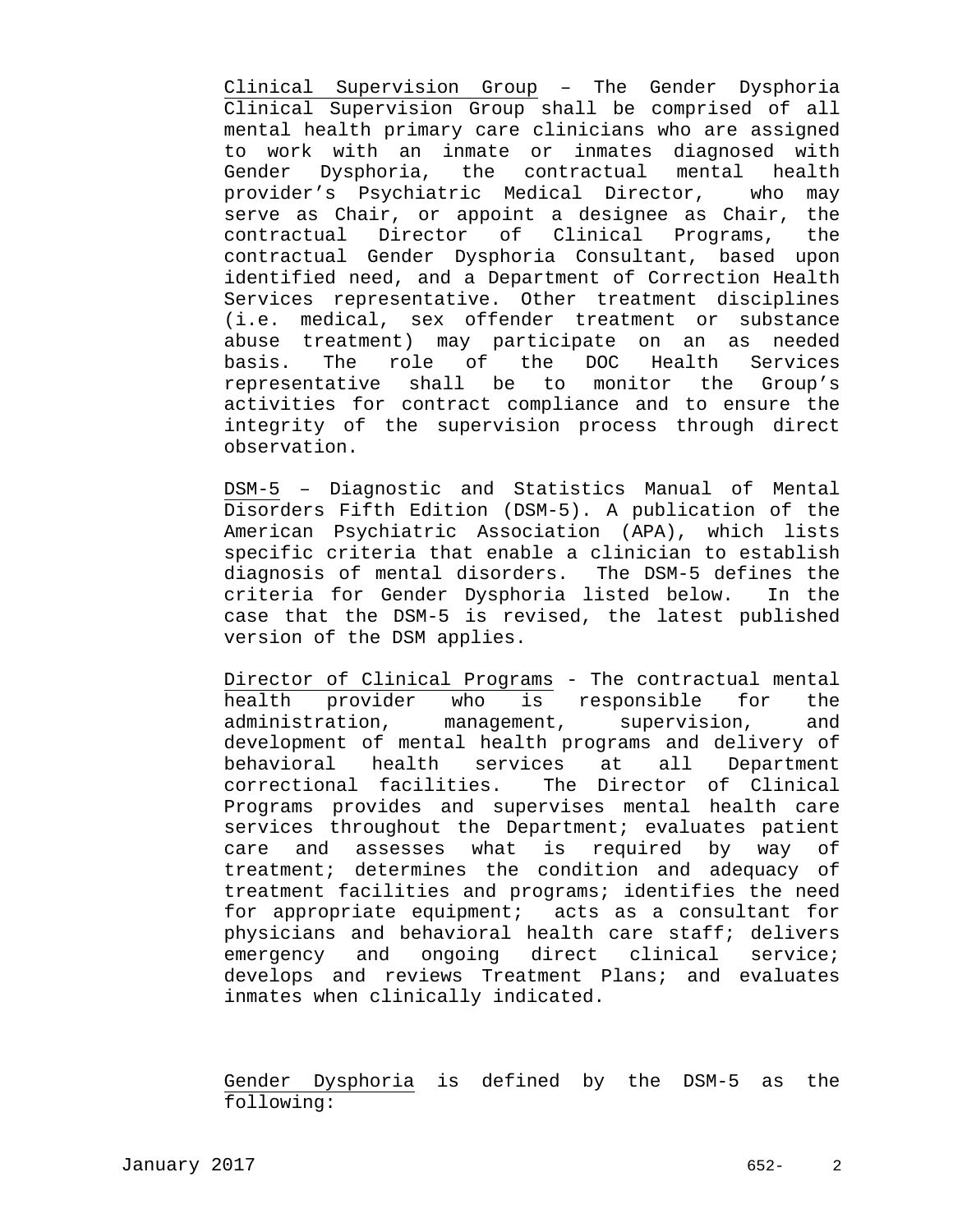<u>Clinical Supervision Group</u> – The Gender Dysphoria Clinical Supervision Group shall be comprised of all mental health primary care clinicians who are assigned to work with an inmate or inmates diagnosed with Gender Dysphoria, the contractual mental health provider's Psychiatric Medical Director, who may serve as Chair, or appoint a designee as Chair, the contractual Director of Clinical Programs, the contractual Gender Dysphoria Consultant, based upon identified need, and a Department of Correction Health Services representative. Other treatment disciplines (i.e. medical, sex offender treatment or substance abuse treatment) may participate on an as needed basis. The role of the DOC Health Services representative shall be to monitor the Group's activities for contract compliance and to ensure the integrity of the supervision process through direct observation.

<u>DSM-5</u> – Diagnostic and Statistics Manual of Mental Disorders Fifth Edition (DSM-5). A publication of the American Psychiatric Association (APA), which lists specific criteria that enable a clinician to establish diagnosis of mental disorders. The DSM-5 defines the criteria for Gender Dysphoria listed below. In the case that the DSM-5 is revised, the latest published version of the DSM applies.

<u>Director of Clinical Programs</u> - The contractual mental health provider who is responsible for the administration, management, supervision, and development of mental health programs and delivery of behavioral health services at all Department correctional facilities. The Director of Clinical Programs provides and supervises mental health care services throughout the Department; evaluates patient care and assesses what is required by way of treatment; determines the condition and adequacy of treatment facilities and programs; identifies the need for appropriate equipment; acts as a consultant for physicians and behavioral health care staff; delivers emergency and ongoing direct clinical service; develops and reviews Treatment Plans; and evaluates inmates when clinically indicated.

<u>Gender Dysphoria</u> is defined by the DSM-5 as the following: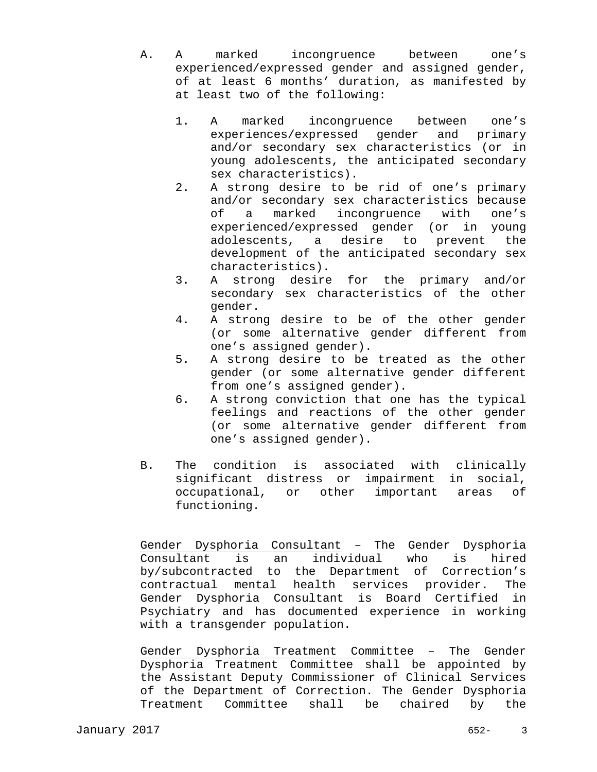A. A marked incongruence between one's experienced/expressed gender and assigned gender, of at least 6 months' duration, as manifested by at least two of the following:

   1. A marked incongruence between one's experiences/expressed gender and primary and/or secondary sex characteristics (or in young adolescents, the anticipated secondary sex characteristics).
   2. A strong desire to be rid of one's primary and/or secondary sex characteristics because of a marked incongruence with one's experienced/expressed gender (or in young adolescents, a desire to prevent the development of the anticipated secondary sex characteristics).
   3. A strong desire for the primary and/or secondary sex characteristics of the other gender.
   4. A strong desire to be of the other gender (or some alternative gender different from one's assigned gender).
   5. A strong desire to be treated as the other gender (or some alternative gender different from one's assigned gender).
   6. A strong conviction that one has the typical feelings and reactions of the other gender (or some alternative gender different from one's assigned gender).

B. The condition is associated with clinically significant distress or impairment in social, occupational, or other important areas of functioning.

<u>Gender Dysphoria Consultant</u> – The Gender Dysphoria Consultant is an individual who is hired by/subcontracted to the Department of Correction's contractual mental health services provider. The Gender Dysphoria Consultant is Board Certified in Psychiatry and has documented experience in working with a transgender population.

<u>Gender Dysphoria Treatment Committee</u> – The Gender Dysphoria Treatment Committee shall be appointed by the Assistant Deputy Commissioner of Clinical Services of the Department of Correction. The Gender Dysphoria Treatment Committee shall be chaired by the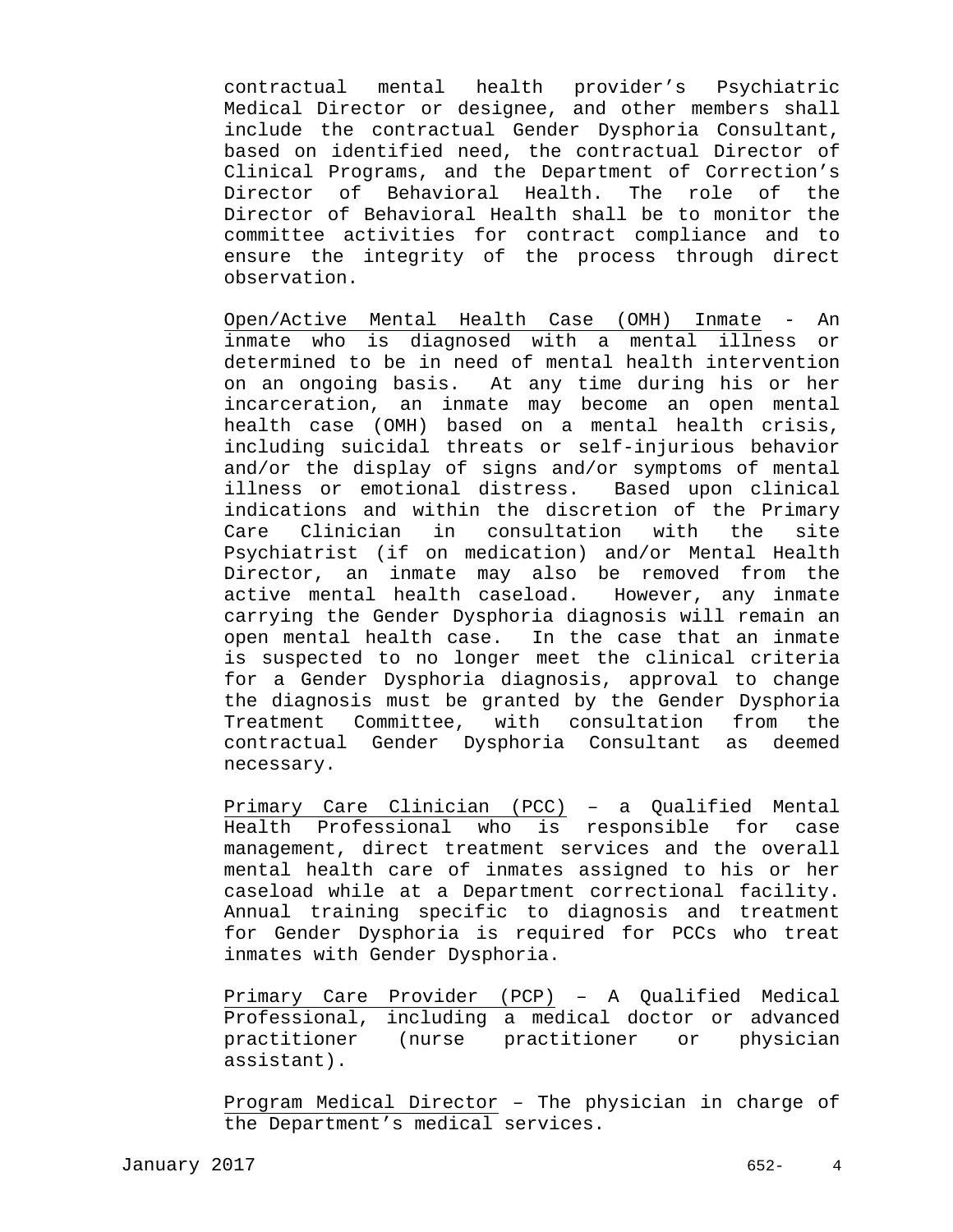contractual mental health provider's Psychiatric Medical Director or designee, and other members shall include the contractual Gender Dysphoria Consultant, based on identified need, the contractual Director of Clinical Programs, and the Department of Correction's Director of Behavioral Health. The role of the Director of Behavioral Health shall be to monitor the committee activities for contract compliance and to ensure the integrity of the process through direct observation.

Open/Active Mental Health Case (OMH) Inmate - An inmate who is diagnosed with a mental illness or determined to be in need of mental health intervention on an ongoing basis. At any time during his or her incarceration, an inmate may become an open mental health case (OMH) based on a mental health crisis, including suicidal threats or self-injurious behavior and/or the display of signs and/or symptoms of mental illness or emotional distress. Based upon clinical indications and within the discretion of the Primary Care Clinician in consultation with the site Psychiatrist (if on medication) and/or Mental Health Director, an inmate may also be removed from the active mental health caseload. However, any inmate carrying the Gender Dysphoria diagnosis will remain an open mental health case. In the case that an inmate is suspected to no longer meet the clinical criteria for a Gender Dysphoria diagnosis, approval to change the diagnosis must be granted by the Gender Dysphoria Treatment Committee, with consultation from the contractual Gender Dysphoria Consultant as deemed necessary.

Primary Care Clinician (PCC) – a Qualified Mental Health Professional who is responsible for case management, direct treatment services and the overall mental health care of inmates assigned to his or her caseload while at a Department correctional facility. Annual training specific to diagnosis and treatment for Gender Dysphoria is required for PCCs who treat inmates with Gender Dysphoria.

Primary Care Provider (PCP) – A Qualified Medical Professional, including a medical doctor or advanced practitioner (nurse practitioner or physician assistant).

Program Medical Director – The physician in charge of the Department's medical services.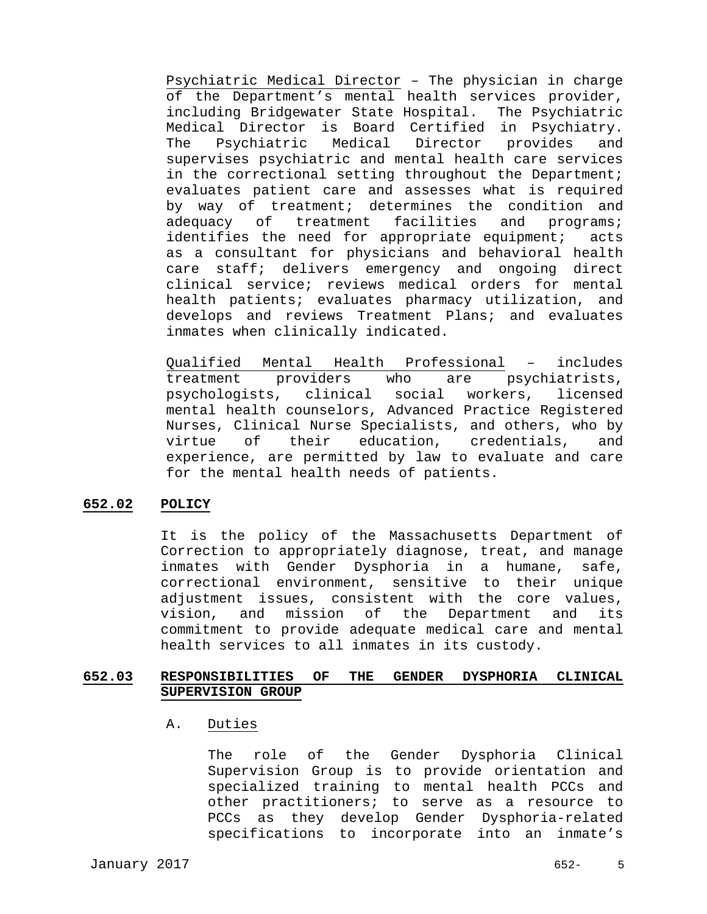<u>Psychiatric Medical Director</u> – The physician in charge of the Department's mental health services provider, including Bridgewater State Hospital. The Psychiatric Medical Director is Board Certified in Psychiatry. The Psychiatric Medical Director provides and supervises psychiatric and mental health care services in the correctional setting throughout the Department; evaluates patient care and assesses what is required by way of treatment; determines the condition and adequacy of treatment facilities and programs; identifies the need for appropriate equipment; acts as a consultant for physicians and behavioral health care staff; delivers emergency and ongoing direct clinical service; reviews medical orders for mental health patients; evaluates pharmacy utilization, and develops and reviews Treatment Plans; and evaluates inmates when clinically indicated.

<u>Qualified Mental Health Professional</u> – includes treatment providers who are psychiatrists, psychologists, clinical social workers, licensed mental health counselors, Advanced Practice Registered Nurses, Clinical Nurse Specialists, and others, who by virtue of their education, credentials, and experience, are permitted by law to evaluate and care for the mental health needs of patients.

## 652.02 POLICY

It is the policy of the Massachusetts Department of Correction to appropriately diagnose, treat, and manage inmates with Gender Dysphoria in a humane, safe, correctional environment, sensitive to their unique adjustment issues, consistent with the core values, vision, and mission of the Department and its commitment to provide adequate medical care and mental health services to all inmates in its custody.

## 652.03 RESPONSIBILITIES OF THE GENDER DYSPHORIA CLINICAL SUPERVISION GROUP

A. <u>Duties</u>

The role of the Gender Dysphoria Clinical Supervision Group is to provide orientation and specialized training to mental health PCCs and other practitioners; to serve as a resource to PCCs as they develop Gender Dysphoria-related specifications to incorporate into an inmate's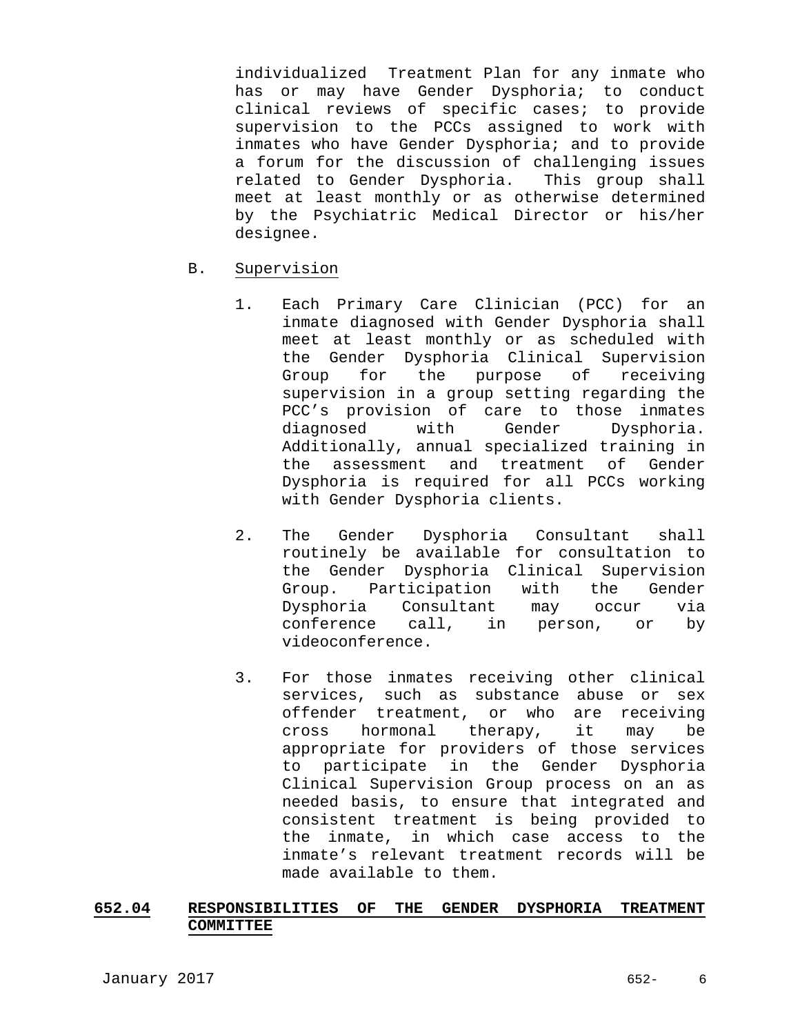individualized Treatment Plan for any inmate who has or may have Gender Dysphoria; to conduct clinical reviews of specific cases; to provide supervision to the PCCs assigned to work with inmates who have Gender Dysphoria; and to provide a forum for the discussion of challenging issues related to Gender Dysphoria. This group shall meet at least monthly or as otherwise determined by the Psychiatric Medical Director or his/her designee.

B. Supervision

1. Each Primary Care Clinician (PCC) for an inmate diagnosed with Gender Dysphoria shall meet at least monthly or as scheduled with the Gender Dysphoria Clinical Supervision Group for the purpose of receiving supervision in a group setting regarding the PCC's provision of care to those inmates diagnosed with Gender Dysphoria. Additionally, annual specialized training in the assessment and treatment of Gender Dysphoria is required for all PCCs working with Gender Dysphoria clients.

2. The Gender Dysphoria Consultant shall routinely be available for consultation to the Gender Dysphoria Clinical Supervision Group. Participation with the Gender Dysphoria Consultant may occur via conference call, in person, or by videoconference.

3. For those inmates receiving other clinical services, such as substance abuse or sex offender treatment, or who are receiving cross hormonal therapy, it may be appropriate for providers of those services to participate in the Gender Dysphoria Clinical Supervision Group process on an as needed basis, to ensure that integrated and consistent treatment is being provided to the inmate, in which case access to the inmate's relevant treatment records will be made available to them.

## 652.04 RESPONSIBILITIES OF THE GENDER DYSPHORIA TREATMENT COMMITTEE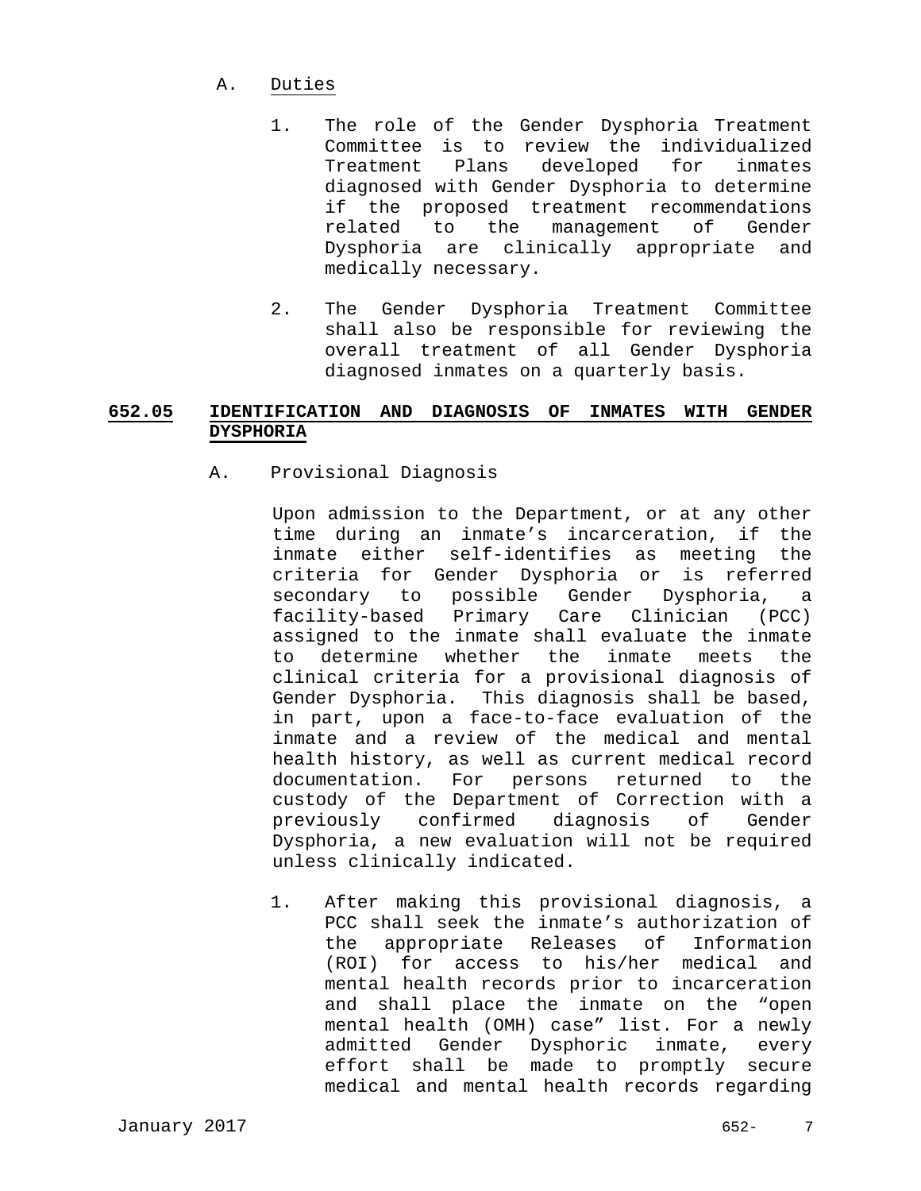A. Duties

1. The role of the Gender Dysphoria Treatment Committee is to review the individualized Treatment Plans developed for inmates diagnosed with Gender Dysphoria to determine if the proposed treatment recommendations related to the management of Gender Dysphoria are clinically appropriate and medically necessary.

2. The Gender Dysphoria Treatment Committee shall also be responsible for reviewing the overall treatment of all Gender Dysphoria diagnosed inmates on a quarterly basis.

## 652.05 IDENTIFICATION AND DIAGNOSIS OF INMATES WITH GENDER DYSPHORIA

A. Provisional Diagnosis

Upon admission to the Department, or at any other time during an inmate's incarceration, if the inmate either self-identifies as meeting the criteria for Gender Dysphoria or is referred secondary to possible Gender Dysphoria, a facility-based Primary Care Clinician (PCC) assigned to the inmate shall evaluate the inmate to determine whether the inmate meets the clinical criteria for a provisional diagnosis of Gender Dysphoria. This diagnosis shall be based, in part, upon a face-to-face evaluation of the inmate and a review of the medical and mental health history, as well as current medical record documentation. For persons returned to the custody of the Department of Correction with a previously confirmed diagnosis of Gender Dysphoria, a new evaluation will not be required unless clinically indicated.

1. After making this provisional diagnosis, a PCC shall seek the inmate's authorization of the appropriate Releases of Information (ROI) for access to his/her medical and mental health records prior to incarceration and shall place the inmate on the "open mental health (OMH) case" list. For a newly admitted Gender Dysphoric inmate, every effort shall be made to promptly secure medical and mental health records regarding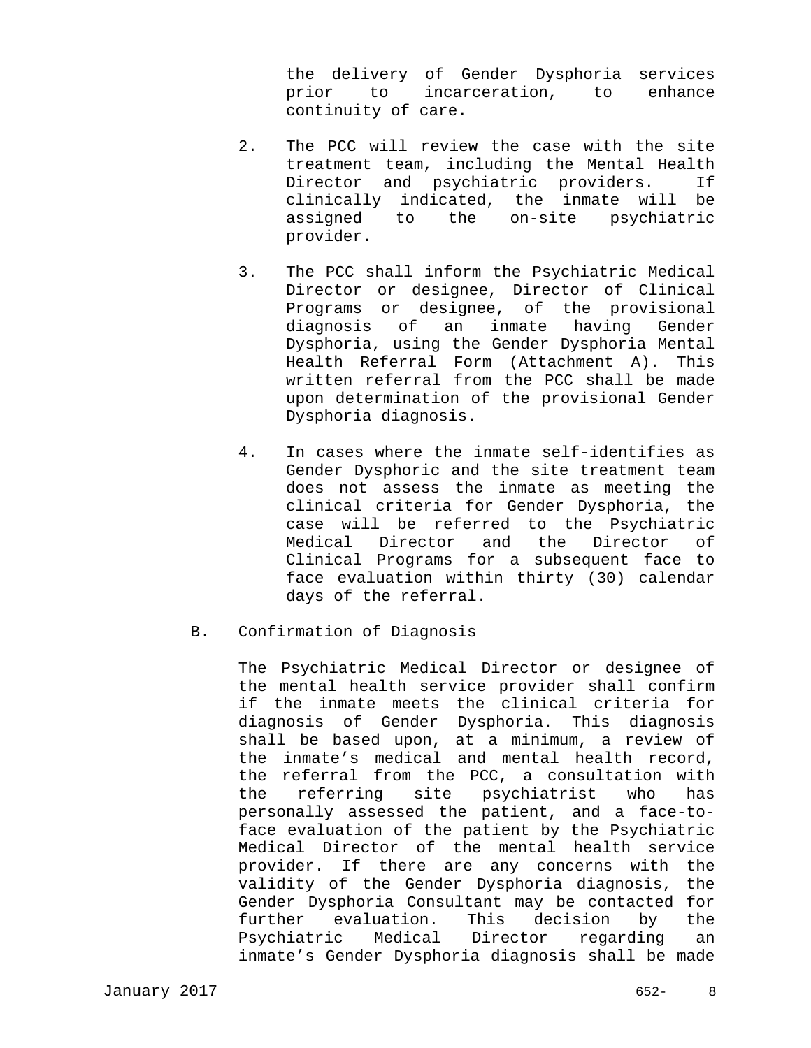the delivery of Gender Dysphoria services prior to incarceration, to enhance continuity of care.

2. The PCC will review the case with the site treatment team, including the Mental Health Director and psychiatric providers. If clinically indicated, the inmate will be assigned to the on-site psychiatric provider.

3. The PCC shall inform the Psychiatric Medical Director or designee, Director of Clinical Programs or designee, of the provisional diagnosis of an inmate having Gender Dysphoria, using the Gender Dysphoria Mental Health Referral Form (Attachment A). This written referral from the PCC shall be made upon determination of the provisional Gender Dysphoria diagnosis.

4. In cases where the inmate self-identifies as Gender Dysphoric and the site treatment team does not assess the inmate as meeting the clinical criteria for Gender Dysphoria, the case will be referred to the Psychiatric Medical Director and the Director of Clinical Programs for a subsequent face to face evaluation within thirty (30) calendar days of the referral.

B. Confirmation of Diagnosis

The Psychiatric Medical Director or designee of the mental health service provider shall confirm if the inmate meets the clinical criteria for diagnosis of Gender Dysphoria. This diagnosis shall be based upon, at a minimum, a review of the inmate’s medical and mental health record, the referral from the PCC, a consultation with the referring site psychiatrist who has personally assessed the patient, and a face-to-face evaluation of the patient by the Psychiatric Medical Director of the mental health service provider. If there are any concerns with the validity of the Gender Dysphoria diagnosis, the Gender Dysphoria Consultant may be contacted for further evaluation. This decision by the Psychiatric Medical Director regarding an inmate’s Gender Dysphoria diagnosis shall be made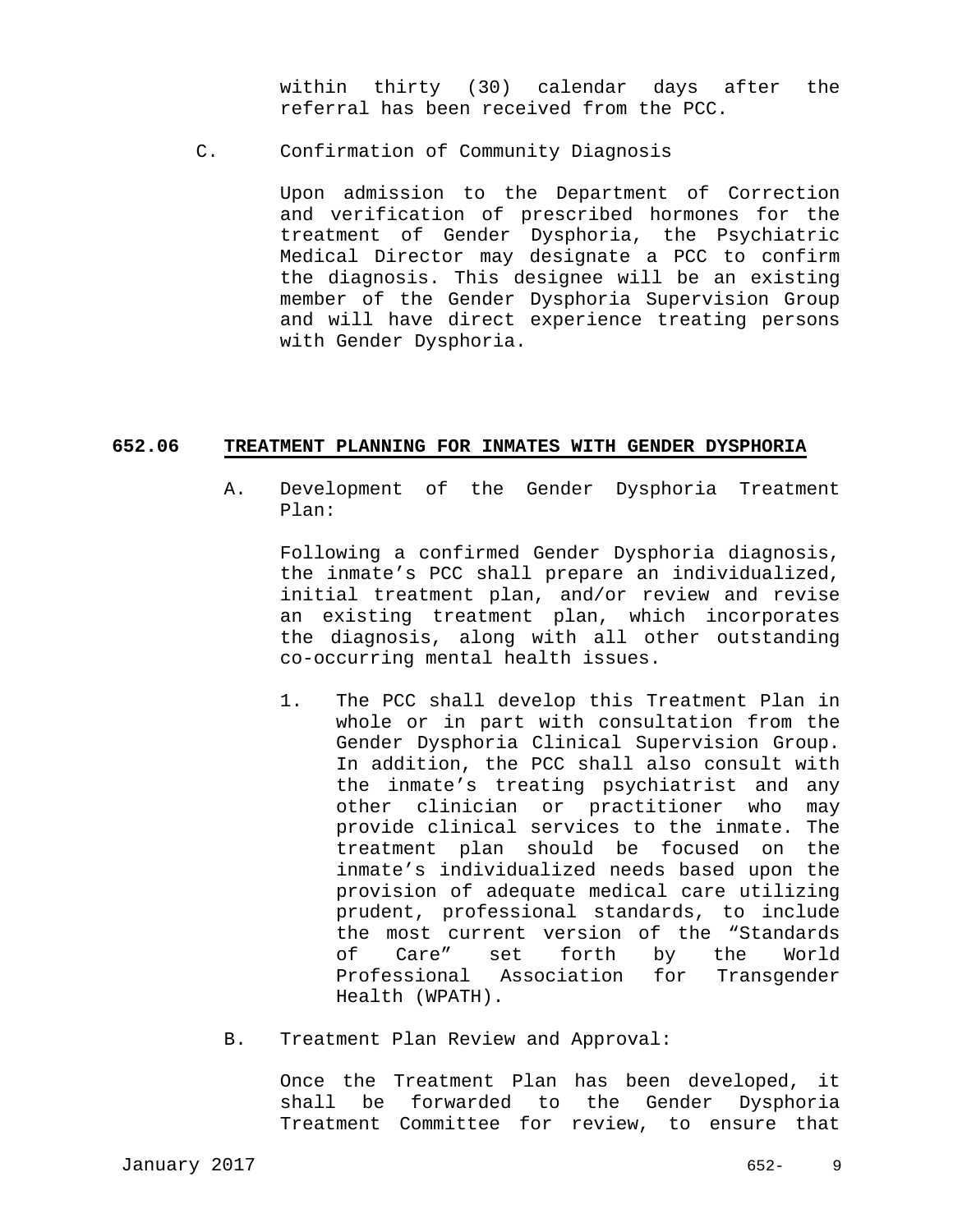within thirty (30) calendar days after the referral has been received from the PCC.

C. Confirmation of Community Diagnosis

Upon admission to the Department of Correction and verification of prescribed hormones for the treatment of Gender Dysphoria, the Psychiatric Medical Director may designate a PCC to confirm the diagnosis. This designee will be an existing member of the Gender Dysphoria Supervision Group and will have direct experience treating persons with Gender Dysphoria.

## 652.06 TREATMENT PLANNING FOR INMATES WITH GENDER DYSPHORIA

A. Development of the Gender Dysphoria Treatment Plan:

Following a confirmed Gender Dysphoria diagnosis, the inmate's PCC shall prepare an individualized, initial treatment plan, and/or review and revise an existing treatment plan, which incorporates the diagnosis, along with all other outstanding co-occurring mental health issues.

1. The PCC shall develop this Treatment Plan in whole or in part with consultation from the Gender Dysphoria Clinical Supervision Group. In addition, the PCC shall also consult with the inmate's treating psychiatrist and any other clinician or practitioner who may provide clinical services to the inmate. The treatment plan should be focused on the inmate's individualized needs based upon the provision of adequate medical care utilizing prudent, professional standards, to include the most current version of the "Standards of Care" set forth by the World Professional Association for Transgender Health (WPATH).

B. Treatment Plan Review and Approval:

Once the Treatment Plan has been developed, it shall be forwarded to the Gender Dysphoria Treatment Committee for review, to ensure that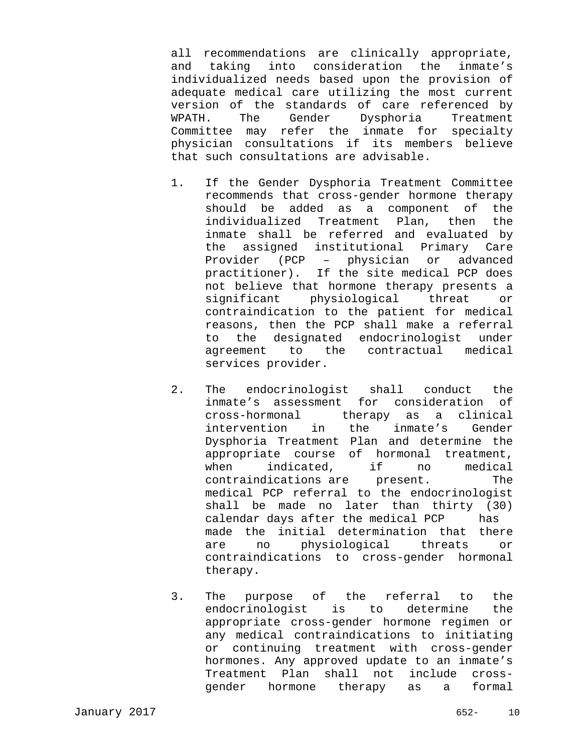all recommendations are clinically appropriate, and taking into consideration the inmate's individualized needs based upon the provision of adequate medical care utilizing the most current version of the standards of care referenced by WPATH. The Gender Dysphoria Treatment Committee may refer the inmate for specialty physician consultations if its members believe that such consultations are advisable.

1. If the Gender Dysphoria Treatment Committee recommends that cross-gender hormone therapy should be added as a component of the individualized Treatment Plan, then the inmate shall be referred and evaluated by the assigned institutional Primary Care Provider (PCP – physician or advanced practitioner). If the site medical PCP does not believe that hormone therapy presents a significant physiological threat or contraindication to the patient for medical reasons, then the PCP shall make a referral to the designated endocrinologist under agreement to the contractual medical services provider.

2. The endocrinologist shall conduct the inmate's assessment for consideration of cross-hormonal therapy as a clinical intervention in the inmate's Gender Dysphoria Treatment Plan and determine the appropriate course of hormonal treatment, when indicated, if no medical contraindications are present. The medical PCP referral to the endocrinologist shall be made no later than thirty (30) calendar days after the medical PCP has made the initial determination that there are no physiological threats or contraindications to cross-gender hormonal therapy.

3. The purpose of the referral to the endocrinologist is to determine the appropriate cross-gender hormone regimen or any medical contraindications to initiating or continuing treatment with cross-gender hormones. Any approved update to an inmate's Treatment Plan shall not include cross-gender hormone therapy as a formal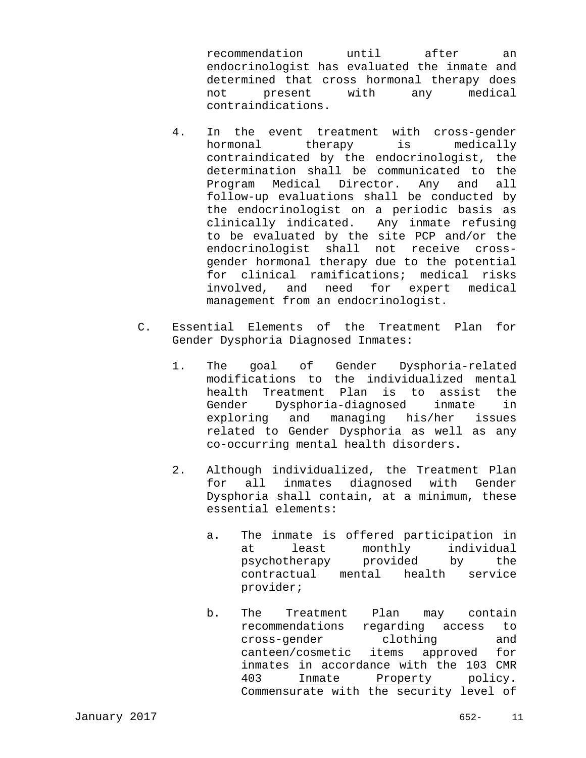recommendation until after an endocrinologist has evaluated the inmate and determined that cross hormonal therapy does not present with any medical contraindications.

4. In the event treatment with cross-gender hormonal therapy is medically contraindicated by the endocrinologist, the determination shall be communicated to the Program Medical Director. Any and all follow-up evaluations shall be conducted by the endocrinologist on a periodic basis as clinically indicated. Any inmate refusing to be evaluated by the site PCP and/or the endocrinologist shall not receive cross-gender hormonal therapy due to the potential for clinical ramifications; medical risks involved, and need for expert medical management from an endocrinologist.

C. Essential Elements of the Treatment Plan for Gender Dysphoria Diagnosed Inmates:

1. The goal of Gender Dysphoria-related modifications to the individualized mental health Treatment Plan is to assist the Gender Dysphoria-diagnosed inmate in exploring and managing his/her issues related to Gender Dysphoria as well as any co-occurring mental health disorders.

2. Although individualized, the Treatment Plan for all inmates diagnosed with Gender Dysphoria shall contain, at a minimum, these essential elements:

   a. The inmate is offered participation in at least monthly individual psychotherapy provided by the contractual mental health service provider;

   b. The Treatment Plan may contain recommendations regarding access to cross-gender clothing and canteen/cosmetic items approved for inmates in accordance with the 103 CMR 403 Inmate Property policy. Commensurate with the security level of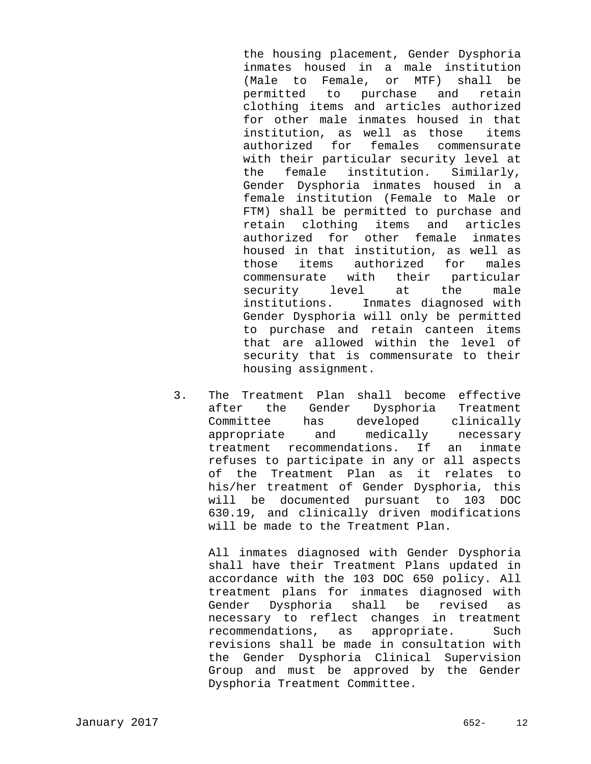the housing placement, Gender Dysphoria inmates housed in a male institution (Male to Female, or MTF) shall be permitted to purchase and retain clothing items and articles authorized for other male inmates housed in that institution, as well as those items authorized for females commensurate with their particular security level at the female institution. Similarly, Gender Dysphoria inmates housed in a female institution (Female to Male or FTM) shall be permitted to purchase and retain clothing items and articles authorized for other female inmates housed in that institution, as well as those items authorized for males commensurate with their particular security level at the male institutions. Inmates diagnosed with Gender Dysphoria will only be permitted to purchase and retain canteen items that are allowed within the level of security that is commensurate to their housing assignment.

3. The Treatment Plan shall become effective after the Gender Dysphoria Treatment Committee has developed clinically appropriate and medically necessary treatment recommendations. If an inmate refuses to participate in any or all aspects of the Treatment Plan as it relates to his/her treatment of Gender Dysphoria, this will be documented pursuant to 103 DOC 630.19, and clinically driven modifications will be made to the Treatment Plan.

   All inmates diagnosed with Gender Dysphoria shall have their Treatment Plans updated in accordance with the 103 DOC 650 policy. All treatment plans for inmates diagnosed with Gender Dysphoria shall be revised as necessary to reflect changes in treatment recommendations, as appropriate. Such revisions shall be made in consultation with the Gender Dysphoria Clinical Supervision Group and must be approved by the Gender Dysphoria Treatment Committee.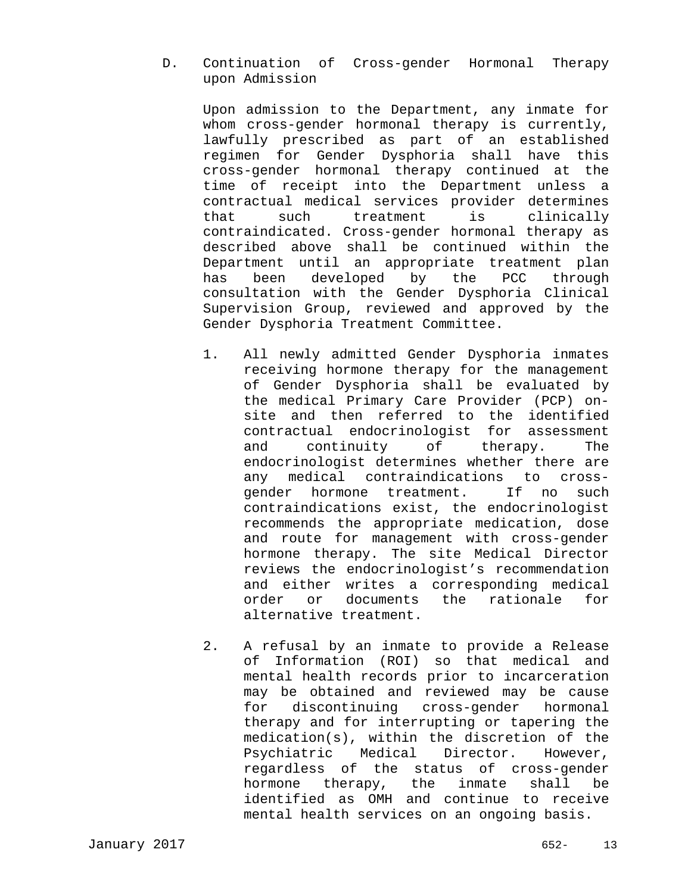D. Continuation of Cross-gender Hormonal Therapy upon Admission

Upon admission to the Department, any inmate for whom cross-gender hormonal therapy is currently, lawfully prescribed as part of an established regimen for Gender Dysphoria shall have this cross-gender hormonal therapy continued at the time of receipt into the Department unless a contractual medical services provider determines that such treatment is clinically contraindicated. Cross-gender hormonal therapy as described above shall be continued within the Department until an appropriate treatment plan has been developed by the PCC through consultation with the Gender Dysphoria Clinical Supervision Group, reviewed and approved by the Gender Dysphoria Treatment Committee.

1. All newly admitted Gender Dysphoria inmates receiving hormone therapy for the management of Gender Dysphoria shall be evaluated by the medical Primary Care Provider (PCP) on-site and then referred to the identified contractual endocrinologist for assessment and continuity of therapy. The endocrinologist determines whether there are any medical contraindications to cross-gender hormone treatment. If no such contraindications exist, the endocrinologist recommends the appropriate medication, dose and route for management with cross-gender hormone therapy. The site Medical Director reviews the endocrinologist's recommendation and either writes a corresponding medical order or documents the rationale for alternative treatment.

2. A refusal by an inmate to provide a Release of Information (ROI) so that medical and mental health records prior to incarceration may be obtained and reviewed may be cause for discontinuing cross-gender hormonal therapy and for interrupting or tapering the medication(s), within the discretion of the Psychiatric Medical Director. However, regardless of the status of cross-gender hormone therapy, the inmate shall be identified as OMH and continue to receive mental health services on an ongoing basis.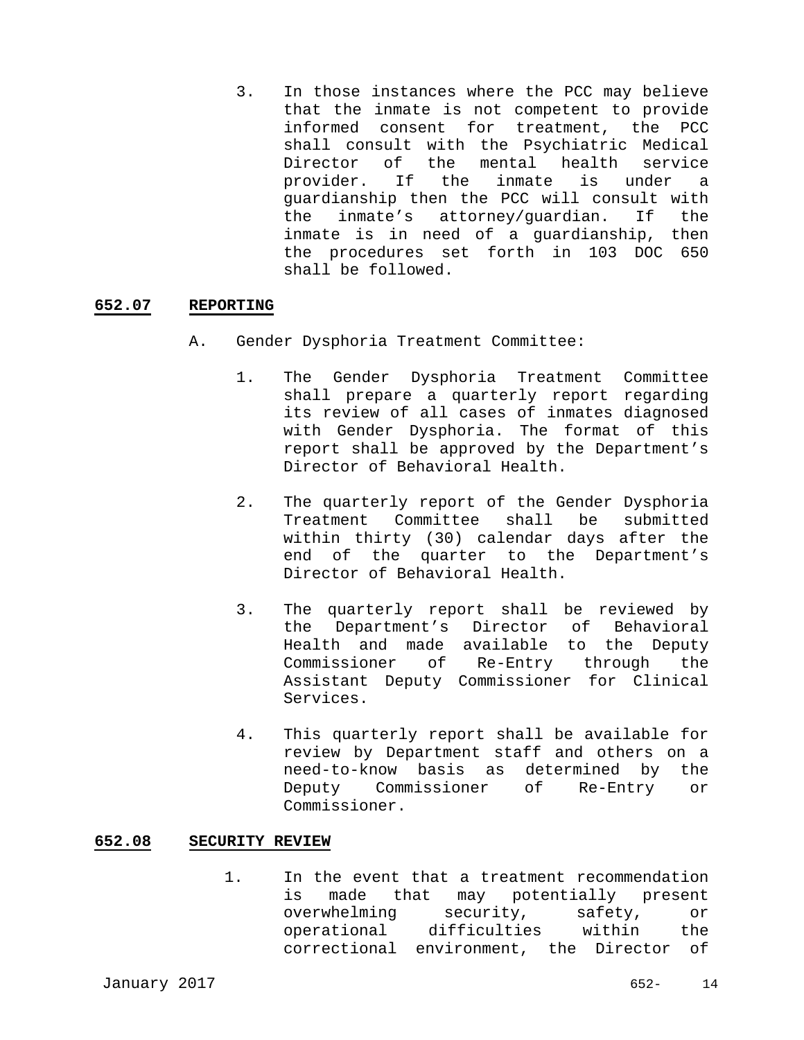3. In those instances where the PCC may believe that the inmate is not competent to provide informed consent for treatment, the PCC shall consult with the Psychiatric Medical Director of the mental health service provider. If the inmate is under a guardianship then the PCC will consult with the inmate's attorney/guardian. If the inmate is in need of a guardianship, then the procedures set forth in 103 DOC 650 shall be followed.

## 652.07 REPORTING

A. Gender Dysphoria Treatment Committee:

1. The Gender Dysphoria Treatment Committee shall prepare a quarterly report regarding its review of all cases of inmates diagnosed with Gender Dysphoria. The format of this report shall be approved by the Department's Director of Behavioral Health.

2. The quarterly report of the Gender Dysphoria Treatment Committee shall be submitted within thirty (30) calendar days after the end of the quarter to the Department's Director of Behavioral Health.

3. The quarterly report shall be reviewed by the Department's Director of Behavioral Health and made available to the Deputy Commissioner of Re-Entry through the Assistant Deputy Commissioner for Clinical Services.

4. This quarterly report shall be available for review by Department staff and others on a need-to-know basis as determined by the Deputy Commissioner of Re-Entry or Commissioner.

## 652.08 SECURITY REVIEW

1. In the event that a treatment recommendation is made that may potentially present overwhelming security, safety, or operational difficulties within the correctional environment, the Director of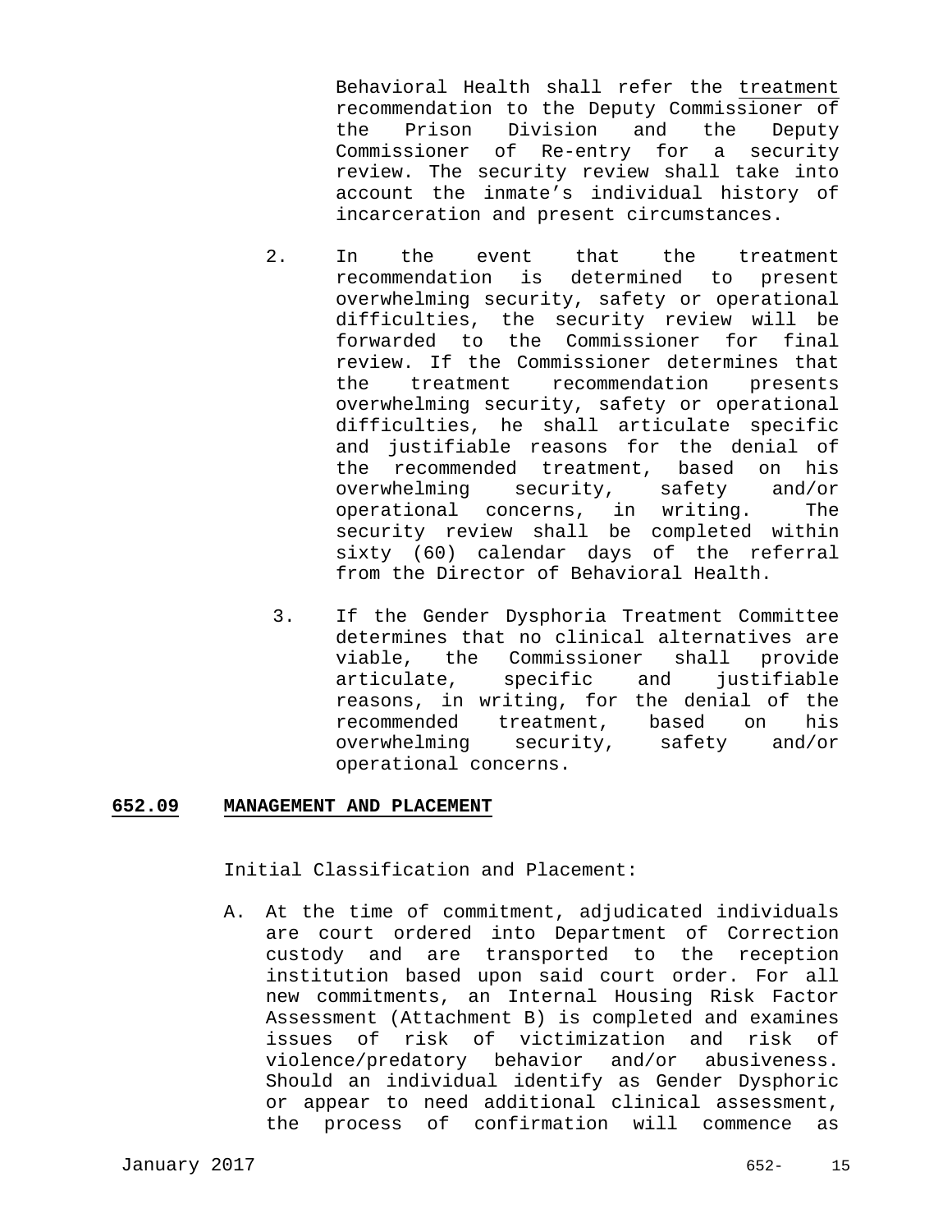Behavioral Health shall refer the treatment recommendation to the Deputy Commissioner of the Prison Division and the Deputy Commissioner of Re-entry for a security review. The security review shall take into account the inmate's individual history of incarceration and present circumstances.

2. In the event that the treatment recommendation is determined to present overwhelming security, safety or operational difficulties, the security review will be forwarded to the Commissioner for final review. If the Commissioner determines that the treatment recommendation presents overwhelming security, safety or operational difficulties, he shall articulate specific and justifiable reasons for the denial of the recommended treatment, based on his overwhelming security, safety and/or operational concerns, in writing. The security review shall be completed within sixty (60) calendar days of the referral from the Director of Behavioral Health.

3. If the Gender Dysphoria Treatment Committee determines that no clinical alternatives are viable, the Commissioner shall provide articulate, specific and justifiable reasons, in writing, for the denial of the recommended treatment, based on his overwhelming security, safety and/or operational concerns.

## 652.09 MANAGEMENT AND PLACEMENT

Initial Classification and Placement:

A. At the time of commitment, adjudicated individuals are court ordered into Department of Correction custody and are transported to the reception institution based upon said court order. For all new commitments, an Internal Housing Risk Factor Assessment (Attachment B) is completed and examines issues of risk of victimization and risk of violence/predatory behavior and/or abusiveness. Should an individual identify as Gender Dysphoric or appear to need additional clinical assessment, the process of confirmation will commence as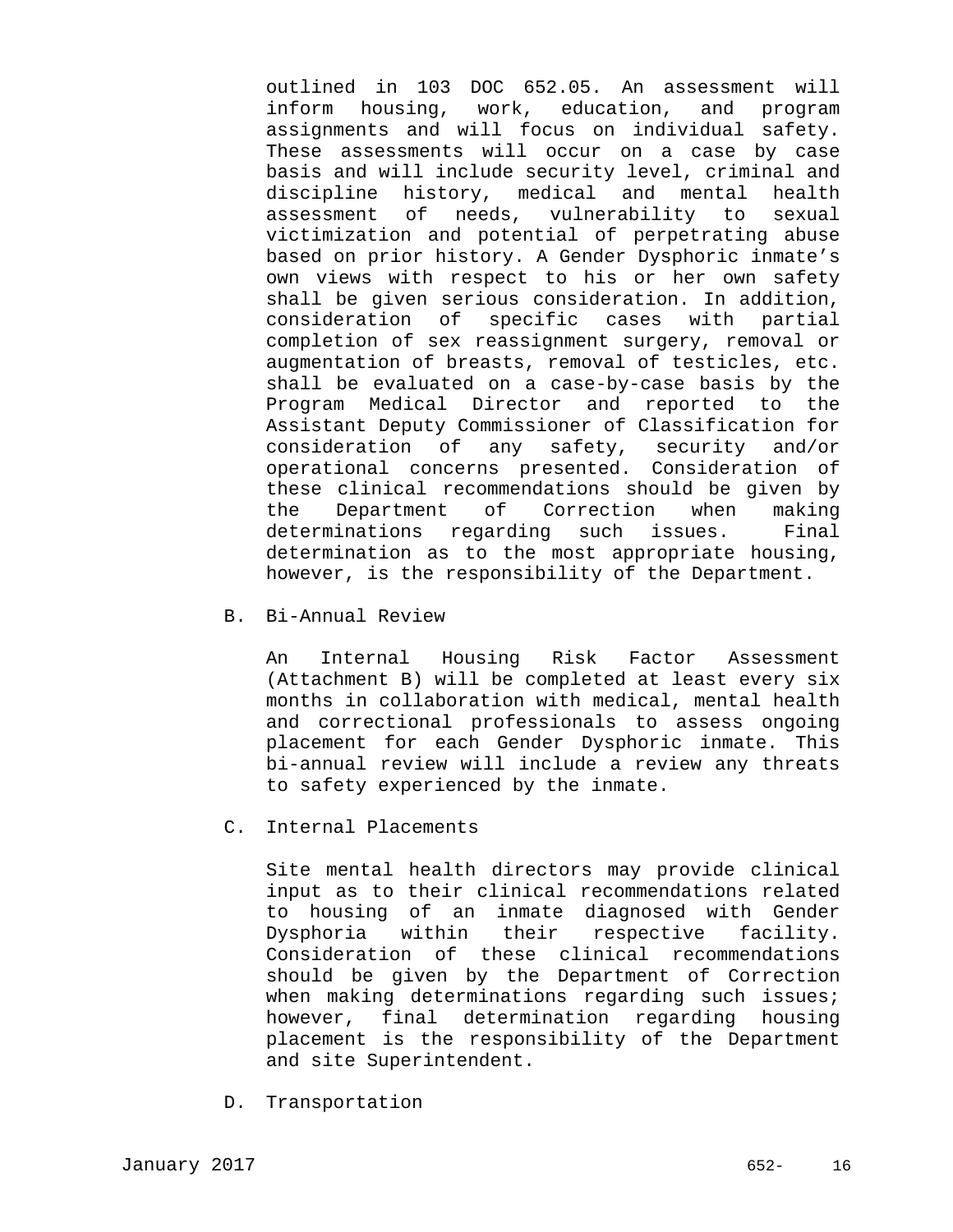outlined in 103 DOC 652.05. An assessment will inform housing, work, education, and program assignments and will focus on individual safety. These assessments will occur on a case by case basis and will include security level, criminal and discipline history, medical and mental health assessment of needs, vulnerability to sexual victimization and potential of perpetrating abuse based on prior history. A Gender Dysphoric inmate's own views with respect to his or her own safety shall be given serious consideration. In addition, consideration of specific cases with partial completion of sex reassignment surgery, removal or augmentation of breasts, removal of testicles, etc. shall be evaluated on a case-by-case basis by the Program Medical Director and reported to the Assistant Deputy Commissioner of Classification for consideration of any safety, security and/or operational concerns presented. Consideration of these clinical recommendations should be given by the Department of Correction when making determinations regarding such issues. Final determination as to the most appropriate housing, however, is the responsibility of the Department.

B. Bi-Annual Review

An Internal Housing Risk Factor Assessment (Attachment B) will be completed at least every six months in collaboration with medical, mental health and correctional professionals to assess ongoing placement for each Gender Dysphoric inmate. This bi-annual review will include a review any threats to safety experienced by the inmate.

C. Internal Placements

Site mental health directors may provide clinical input as to their clinical recommendations related to housing of an inmate diagnosed with Gender Dysphoria within their respective facility. Consideration of these clinical recommendations should be given by the Department of Correction when making determinations regarding such issues; however, final determination regarding housing placement is the responsibility of the Department and site Superintendent.

D. Transportation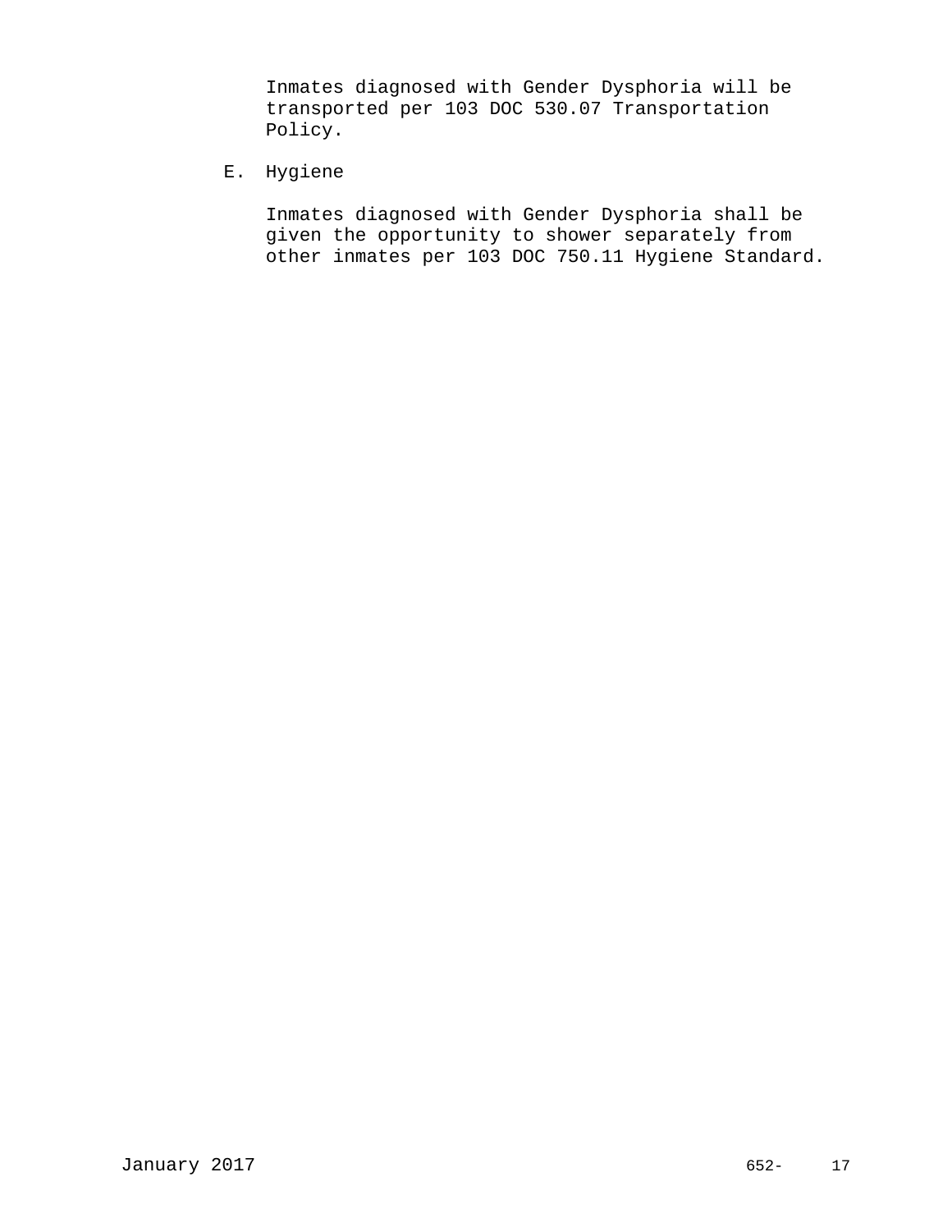Inmates diagnosed with Gender Dysphoria will be transported per 103 DOC 530.07 Transportation Policy.

E. Hygiene

Inmates diagnosed with Gender Dysphoria shall be given the opportunity to shower separately from other inmates per 103 DOC 750.11 Hygiene Standard.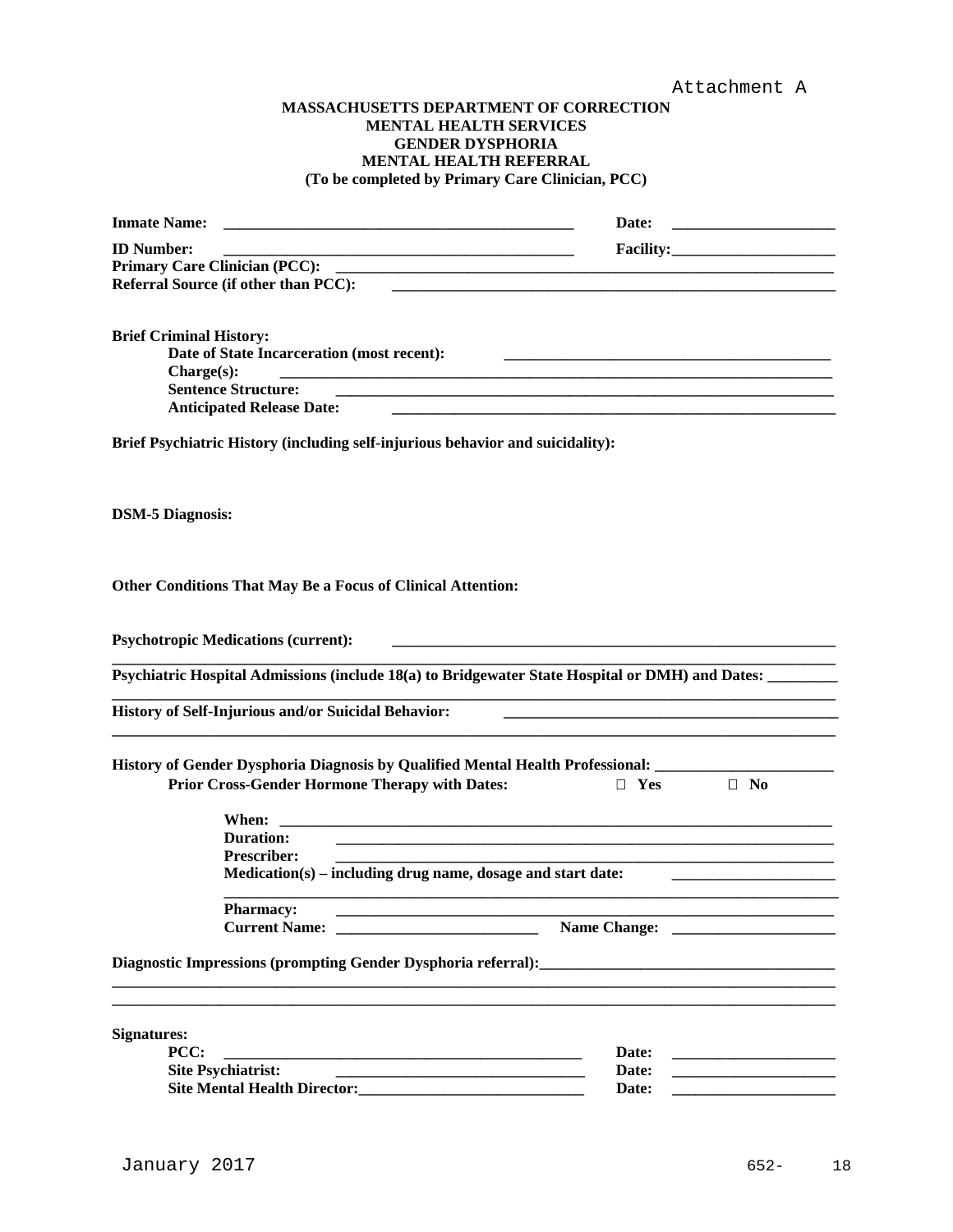Attachment A

**MASSACHUSETTS DEPARTMENT OF CORRECTION**
**MENTAL HEALTH SERVICES**
**GENDER DYSPHORIA**
**MENTAL HEALTH REFERRAL**
**(To be completed by Primary Care Clinician, PCC)**

**Inmate Name:** _______________________________________________ **Date:** ____________________

**ID Number:** _______________________________________________ **Facility:** ____________________

**Primary Care Clinician (PCC):** ____________________________________________________________

**Referral Source (if other than PCC):** ____________________________________________________________

**Brief Criminal History:**

**Date of State Incarceration (most recent):** ____________________________________________

**Charge(s):** ____________________________________________________________

**Sentence Structure:** ____________________________________________________________

**Anticipated Release Date:** ____________________________________________________________

**Brief Psychiatric History (including self-injurious behavior and suicidality):**

**DSM-5 Diagnosis:**

**Other Conditions That May Be a Focus of Clinical Attention:**

**Psychotropic Medications (current):** ____________________________________________________________
____________________________________________________________________________________________

**Psychiatric Hospital Admissions (include 18(a) to Bridgewater State Hospital or DMH) and Dates:** ________
____________________________________________________________________________________________

**History of Self-Injurious and/or Suicidal Behavior:** ____________________________________________
____________________________________________________________________________________________

**History of Gender Dysphoria Diagnosis by Qualified Mental Health Professional:** ______________________

**Prior Cross-Gender Hormone Therapy with Dates:** ☐ **Yes** ☐ **No**

**When:** ____________________________________________________________

**Duration:** ____________________________________________________________

**Prescriber:** ____________________________________________________________

**Medication(s) – including drug name, dosage and start date:** ____________________
____________________________________________________________________________________________

**Pharmacy:** ____________________________________________________________

**Current Name:** __________________________ **Name Change:** ____________________

**Diagnostic Impressions (prompting Gender Dysphoria referral):** ____________________________________
____________________________________________________________________________________________
____________________________________________________________________________________________

**Signatures:**

**PCC:** _______________________________________________ **Date:** ____________________

**Site Psychiatrist:** ________________________________ **Date:** ____________________

**Site Mental Health Director:** ____________________________ **Date:** ____________________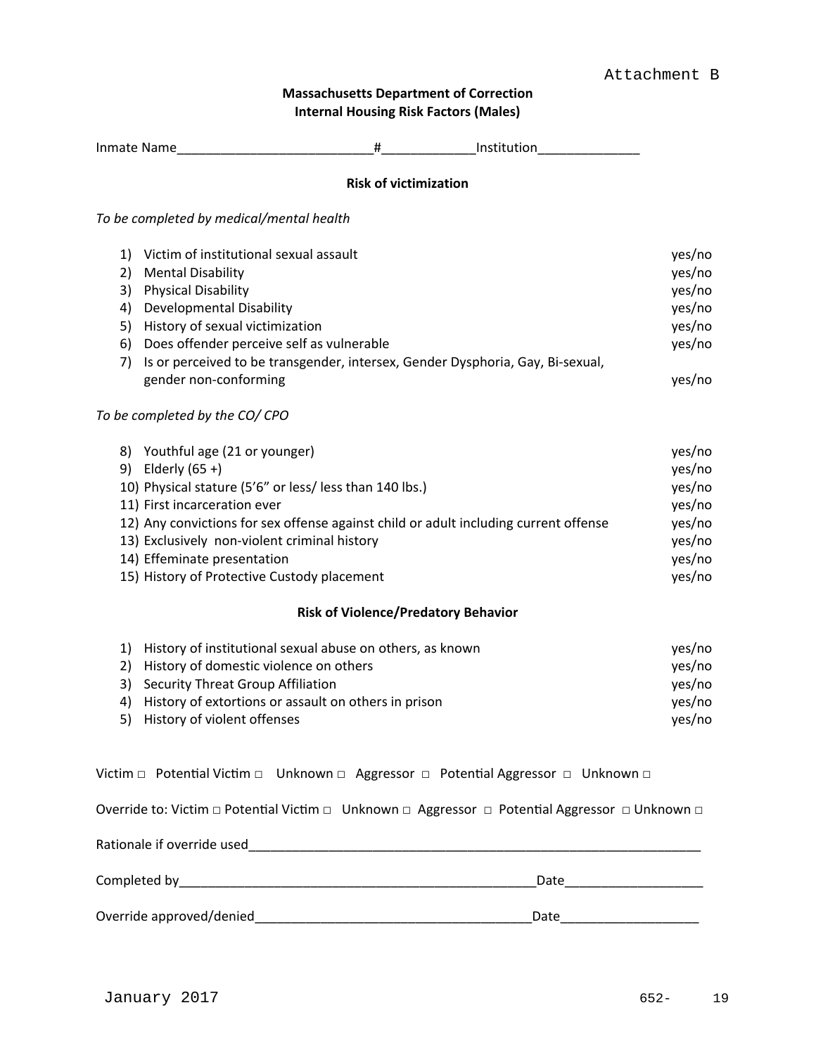Attachment B

**Massachusetts Department of Correction**
**Internal Housing Risk Factors (Males)**

Inmate Name___________________________#_____________Institution______________

**Risk of victimization**

*To be completed by medical/mental health*

1) Victim of institutional sexual assault yes/no
2) Mental Disability yes/no
3) Physical Disability yes/no
4) Developmental Disability yes/no
5) History of sexual victimization yes/no
6) Does offender perceive self as vulnerable yes/no
7) Is or perceived to be transgender, intersex, Gender Dysphoria, Gay, Bi-sexual, gender non-conforming yes/no

*To be completed by the CO/ CPO*

8) Youthful age (21 or younger) yes/no
9) Elderly (65 +) yes/no
10) Physical stature (5'6" or less/ less than 140 lbs.) yes/no
11) First incarceration ever yes/no
12) Any convictions for sex offense against child or adult including current offense yes/no
13) Exclusively non-violent criminal history yes/no
14) Effeminate presentation yes/no
15) History of Protective Custody placement yes/no

**Risk of Violence/Predatory Behavior**

1) History of institutional sexual abuse on others, as known yes/no
2) History of domestic violence on others yes/no
3) Security Threat Group Affiliation yes/no
4) History of extortions or assault on others in prison yes/no
5) History of violent offenses yes/no

Victim □ Potential Victim □ Unknown □ Aggressor □ Potential Aggressor □ Unknown □

Override to: Victim □ Potential Victim □ Unknown □ Aggressor □ Potential Aggressor □ Unknown □

Rationale if override used_________________________________________________________________

Completed by___________________________________________________Date___________________

Override approved/denied_____________________________________Date___________________

January 2017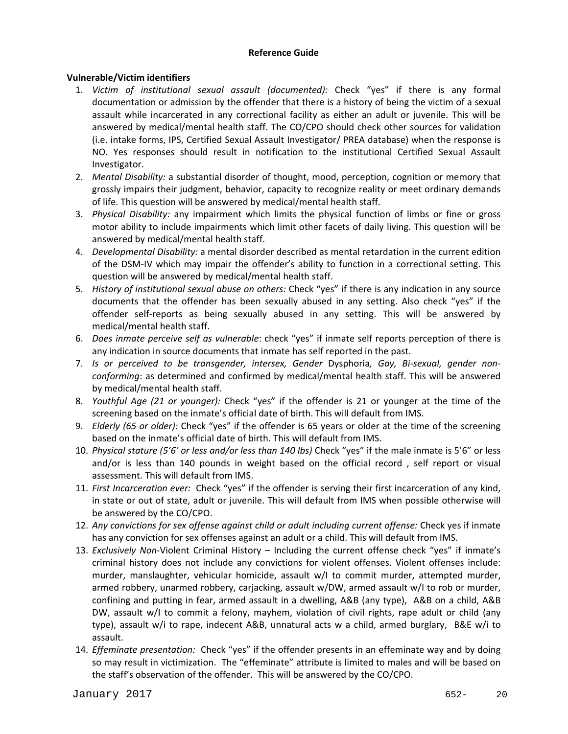**Reference Guide**

**Vulnerable/Victim identifiers**

1. *Victim of institutional sexual assault (documented):* Check "yes" if there is any formal documentation or admission by the offender that there is a history of being the victim of a sexual assault while incarcerated in any correctional facility as either an adult or juvenile. This will be answered by medical/mental health staff. The CO/CPO should check other sources for validation (i.e. intake forms, IPS, Certified Sexual Assault Investigator/ PREA database) when the response is NO. Yes responses should result in notification to the institutional Certified Sexual Assault Investigator.
2. *Mental Disability:* a substantial disorder of thought, mood, perception, cognition or memory that grossly impairs their judgment, behavior, capacity to recognize reality or meet ordinary demands of life. This question will be answered by medical/mental health staff.
3. *Physical Disability:* any impairment which limits the physical function of limbs or fine or gross motor ability to include impairments which limit other facets of daily living. This question will be answered by medical/mental health staff.
4. *Developmental Disability:* a mental disorder described as mental retardation in the current edition of the DSM-IV which may impair the offender's ability to function in a correctional setting. This question will be answered by medical/mental health staff.
5. *History of institutional sexual abuse on others:* Check "yes" if there is any indication in any source documents that the offender has been sexually abused in any setting. Also check "yes" if the offender self-reports as being sexually abused in any setting. This will be answered by medical/mental health staff.
6. *Does inmate perceive self as vulnerable*: check "yes" if inmate self reports perception of there is any indication in source documents that inmate has self reported in the past.
7. *Is or perceived to be transgender, intersex, Gender* Dysphoria*, Gay, Bi-sexual, gender non-conforming*: as determined and confirmed by medical/mental health staff. This will be answered by medical/mental health staff.
8. *Youthful Age (21 or younger):* Check "yes" if the offender is 21 or younger at the time of the screening based on the inmate's official date of birth. This will default from IMS.
9. *Elderly (65 or older):* Check "yes" if the offender is 65 years or older at the time of the screening based on the inmate's official date of birth. This will default from IMS.
10. *Physical stature (5'6' or less and/or less than 140 lbs)* Check "yes" if the male inmate is 5'6" or less and/or is less than 140 pounds in weight based on the official record , self report or visual assessment. This will default from IMS.
11. *First Incarceration ever:* Check "yes" if the offender is serving their first incarceration of any kind, in state or out of state, adult or juvenile. This will default from IMS when possible otherwise will be answered by the CO/CPO.
12. *Any convictions for sex offense against child or adult including current offense:* Check yes if inmate has any conviction for sex offenses against an adult or a child. This will default from IMS.
13. *Exclusively Non*-Violent Criminal History – Including the current offense check "yes" if inmate's criminal history does not include any convictions for violent offenses. Violent offenses include: murder, manslaughter, vehicular homicide, assault w/I to commit murder, attempted murder, armed robbery, unarmed robbery, carjacking, assault w/DW, armed assault w/I to rob or murder, confining and putting in fear, armed assault in a dwelling, A&B (any type), A&B on a child, A&B DW, assault w/I to commit a felony, mayhem, violation of civil rights, rape adult or child (any type), assault w/i to rape, indecent A&B, unnatural acts w a child, armed burglary, B&E w/i to assault.
14. *Effeminate presentation:* Check "yes" if the offender presents in an effeminate way and by doing so may result in victimization. The "effeminate" attribute is limited to males and will be based on the staff's observation of the offender. This will be answered by the CO/CPO.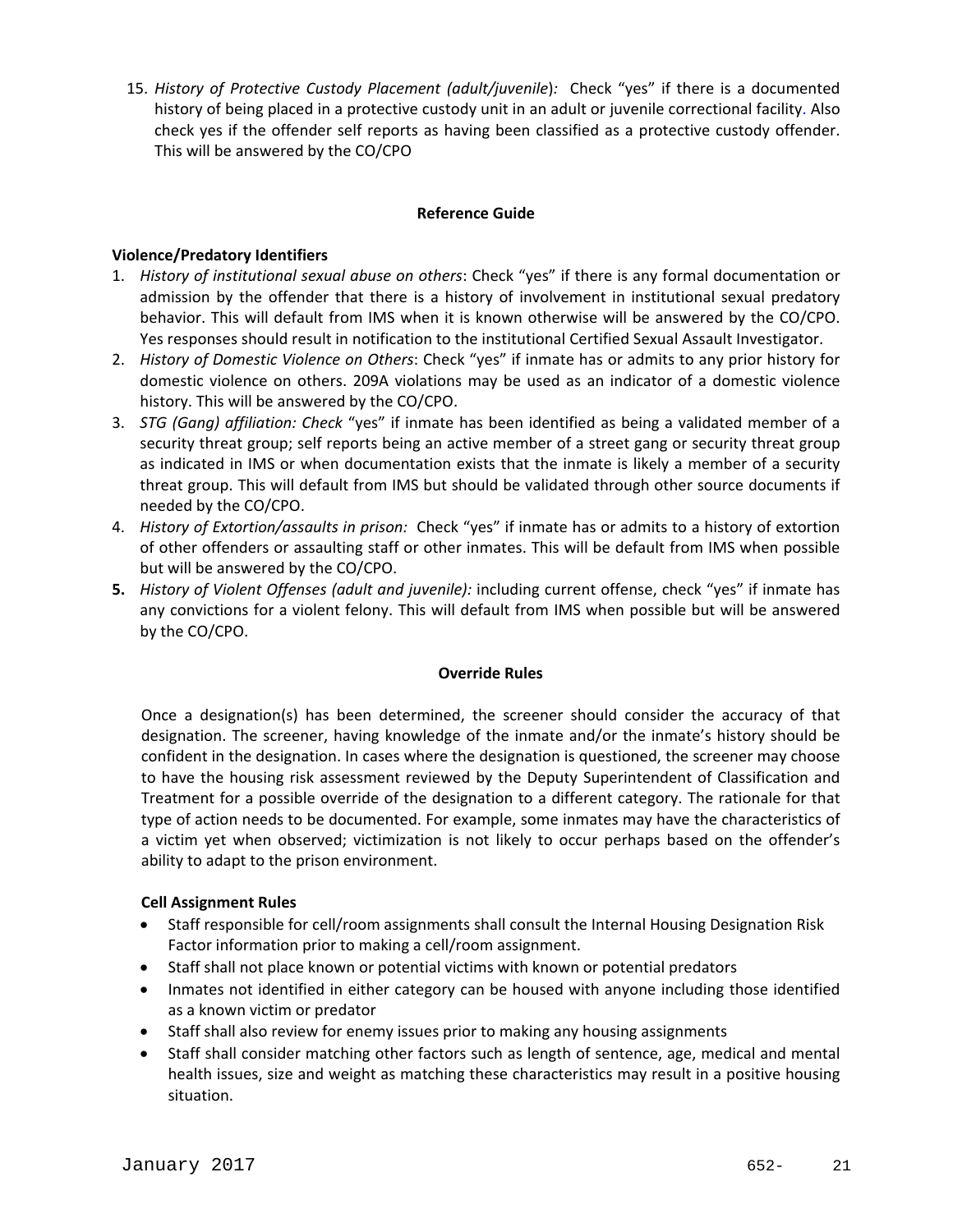15. *History of Protective Custody Placement (adult/juvenile):* Check "yes" if there is a documented history of being placed in a protective custody unit in an adult or juvenile correctional facility. Also check yes if the offender self reports as having been classified as a protective custody offender. This will be answered by the CO/CPO

**Reference Guide**

**Violence/Predatory Identifiers**

1. *History of institutional sexual abuse on others*: Check "yes" if there is any formal documentation or admission by the offender that there is a history of involvement in institutional sexual predatory behavior. This will default from IMS when it is known otherwise will be answered by the CO/CPO. Yes responses should result in notification to the institutional Certified Sexual Assault Investigator.
2. *History of Domestic Violence on Others*: Check "yes" if inmate has or admits to any prior history for domestic violence on others. 209A violations may be used as an indicator of a domestic violence history. This will be answered by the CO/CPO.
3. *STG (Gang) affiliation: Check* "yes" if inmate has been identified as being a validated member of a security threat group; self reports being an active member of a street gang or security threat group as indicated in IMS or when documentation exists that the inmate is likely a member of a security threat group. This will default from IMS but should be validated through other source documents if needed by the CO/CPO.
4. *History of Extortion/assaults in prison:* Check "yes" if inmate has or admits to a history of extortion of other offenders or assaulting staff or other inmates. This will be default from IMS when possible but will be answered by the CO/CPO.
5. *History of Violent Offenses (adult and juvenile):* including current offense, check "yes" if inmate has any convictions for a violent felony. This will default from IMS when possible but will be answered by the CO/CPO.

**Override Rules**

Once a designation(s) has been determined, the screener should consider the accuracy of that designation. The screener, having knowledge of the inmate and/or the inmate's history should be confident in the designation. In cases where the designation is questioned, the screener may choose to have the housing risk assessment reviewed by the Deputy Superintendent of Classification and Treatment for a possible override of the designation to a different category. The rationale for that type of action needs to be documented. For example, some inmates may have the characteristics of a victim yet when observed; victimization is not likely to occur perhaps based on the offender's ability to adapt to the prison environment.

**Cell Assignment Rules**

- Staff responsible for cell/room assignments shall consult the Internal Housing Designation Risk Factor information prior to making a cell/room assignment.
- Staff shall not place known or potential victims with known or potential predators
- Inmates not identified in either category can be housed with anyone including those identified as a known victim or predator
- Staff shall also review for enemy issues prior to making any housing assignments
- Staff shall consider matching other factors such as length of sentence, age, medical and mental health issues, size and weight as matching these characteristics may result in a positive housing situation.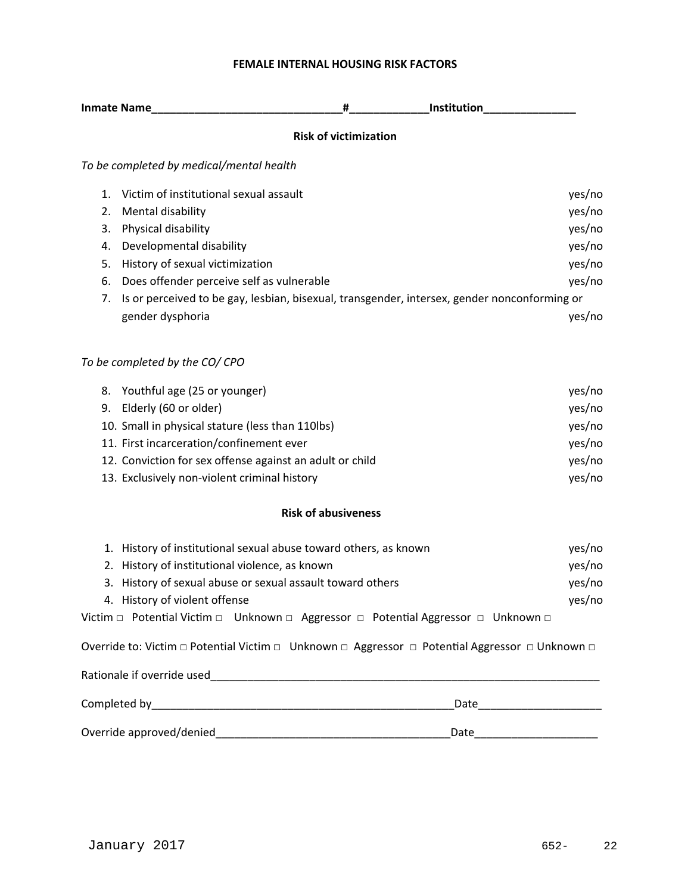**FEMALE INTERNAL HOUSING RISK FACTORS**

**Inmate Name______________________________#____________Institution______________**

**Risk of victimization**

*To be completed by medical/mental health*

1. Victim of institutional sexual assault yes/no
2. Mental disability yes/no
3. Physical disability yes/no
4. Developmental disability yes/no
5. History of sexual victimization yes/no
6. Does offender perceive self as vulnerable yes/no
7. Is or perceived to be gay, lesbian, bisexual, transgender, intersex, gender nonconforming or gender dysphoria yes/no

*To be completed by the CO/ CPO*

8. Youthful age (25 or younger) yes/no
9. Elderly (60 or older) yes/no
10. Small in physical stature (less than 110lbs) yes/no
11. First incarceration/confinement ever yes/no
12. Conviction for sex offense against an adult or child yes/no
13. Exclusively non-violent criminal history yes/no

**Risk of abusiveness**

1. History of institutional sexual abuse toward others, as known yes/no
2. History of institutional violence, as known yes/no
3. History of sexual abuse or sexual assault toward others yes/no
4. History of violent offense yes/no

Victim □ Potential Victim □ Unknown □ Aggressor □ Potential Aggressor □ Unknown □

Override to: Victim □ Potential Victim □ Unknown □ Aggressor □ Potential Aggressor □ Unknown □

Rationale if override used_________________________________________________________________

Completed by__________________________________________________Date___________________

Override approved/denied_______________________________________Date____________________

January 2017 652- 22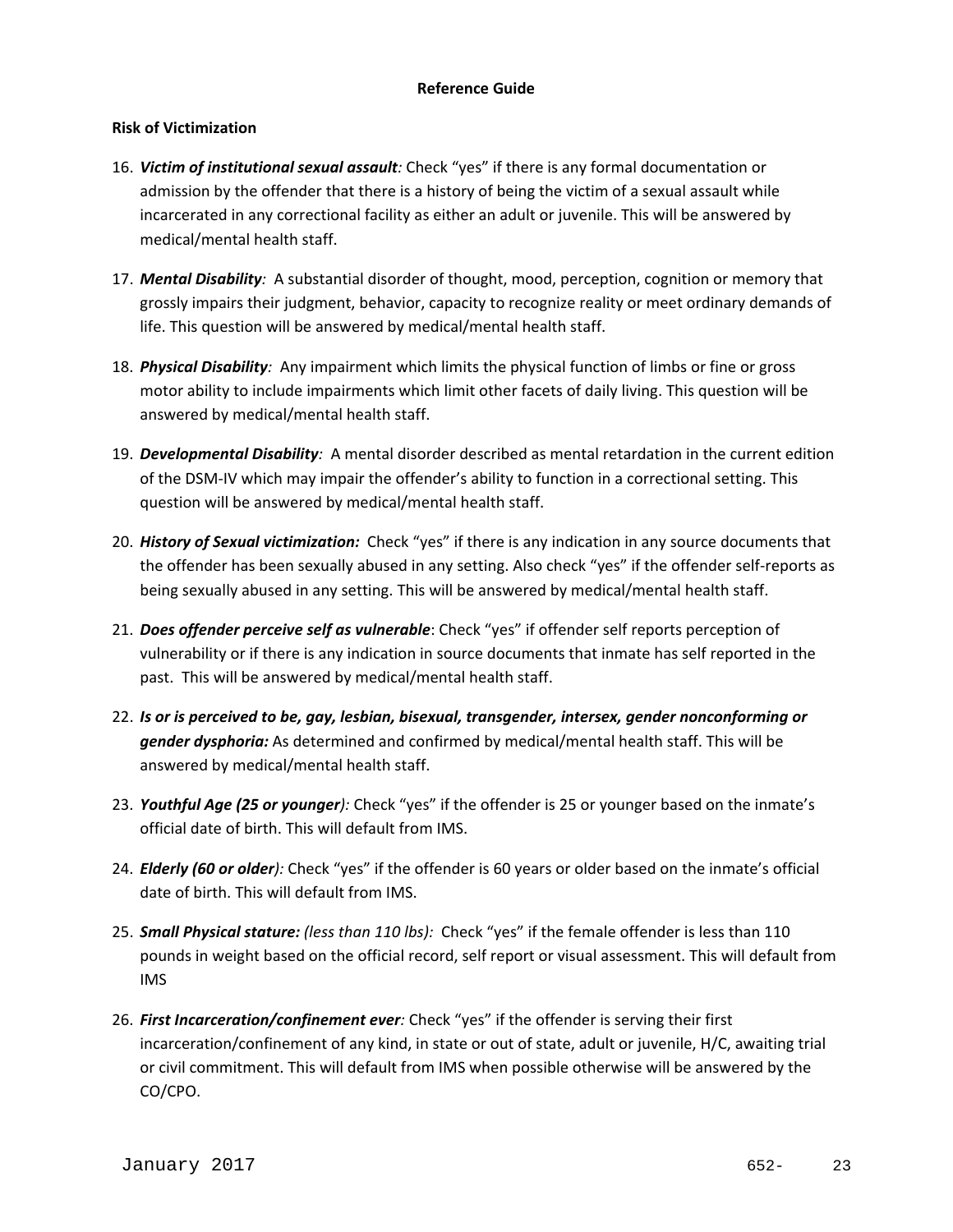## Reference Guide

### Risk of Victimization

16. ***Victim of institutional sexual assault****:* Check "yes" if there is any formal documentation or admission by the offender that there is a history of being the victim of a sexual assault while incarcerated in any correctional facility as either an adult or juvenile. This will be answered by medical/mental health staff.

17. ***Mental Disability****:* A substantial disorder of thought, mood, perception, cognition or memory that grossly impairs their judgment, behavior, capacity to recognize reality or meet ordinary demands of life. This question will be answered by medical/mental health staff.

18. ***Physical Disability****:* Any impairment which limits the physical function of limbs or fine or gross motor ability to include impairments which limit other facets of daily living. This question will be answered by medical/mental health staff.

19. ***Developmental Disability****:* A mental disorder described as mental retardation in the current edition of the DSM-IV which may impair the offender's ability to function in a correctional setting. This question will be answered by medical/mental health staff.

20. ***History of Sexual victimization:*** Check "yes" if there is any indication in any source documents that the offender has been sexually abused in any setting. Also check "yes" if the offender self-reports as being sexually abused in any setting. This will be answered by medical/mental health staff.

21. ***Does offender perceive self as vulnerable***: Check "yes" if offender self reports perception of vulnerability or if there is any indication in source documents that inmate has self reported in the past. This will be answered by medical/mental health staff.

22. ***Is or is perceived to be, gay, lesbian, bisexual, transgender, intersex, gender nonconforming or gender dysphoria:*** As determined and confirmed by medical/mental health staff. This will be answered by medical/mental health staff.

23. ***Youthful Age (25 or younger****):* Check "yes" if the offender is 25 or younger based on the inmate's official date of birth. This will default from IMS.

24. ***Elderly (60 or older****):* Check "yes" if the offender is 60 years or older based on the inmate's official date of birth. This will default from IMS.

25. ***Small Physical stature:*** *(less than 110 lbs):* Check "yes" if the female offender is less than 110 pounds in weight based on the official record, self report or visual assessment. This will default from IMS

26. ***First Incarceration/confinement ever****:* Check "yes" if the offender is serving their first incarceration/confinement of any kind, in state or out of state, adult or juvenile, H/C, awaiting trial or civil commitment. This will default from IMS when possible otherwise will be answered by the CO/CPO.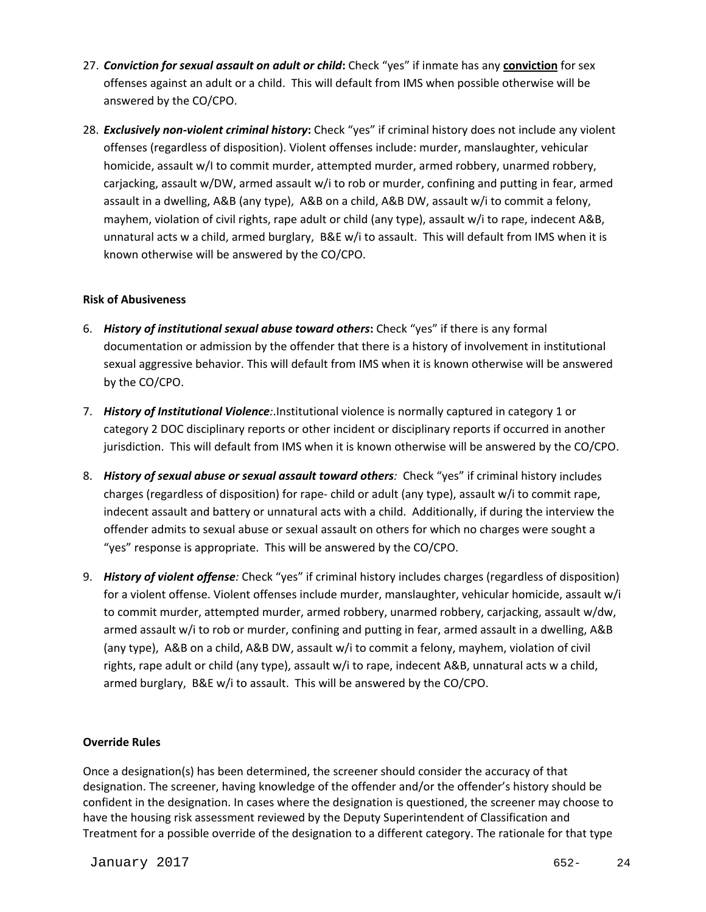27. ***Conviction for sexual assault on adult or child*:** Check "yes" if inmate has any **conviction** for sex offenses against an adult or a child. This will default from IMS when possible otherwise will be answered by the CO/CPO.

28. ***Exclusively non-violent criminal history*:** Check "yes" if criminal history does not include any violent offenses (regardless of disposition). Violent offenses include: murder, manslaughter, vehicular homicide, assault w/I to commit murder, attempted murder, armed robbery, unarmed robbery, carjacking, assault w/DW, armed assault w/i to rob or murder, confining and putting in fear, armed assault in a dwelling, A&B (any type), A&B on a child, A&B DW, assault w/i to commit a felony, mayhem, violation of civil rights, rape adult or child (any type), assault w/i to rape, indecent A&B, unnatural acts w a child, armed burglary, B&E w/i to assault. This will default from IMS when it is known otherwise will be answered by the CO/CPO.

**Risk of Abusiveness**

6. ***History of institutional sexual abuse toward others*:** Check "yes" if there is any formal documentation or admission by the offender that there is a history of involvement in institutional sexual aggressive behavior. This will default from IMS when it is known otherwise will be answered by the CO/CPO.

7. ***History of Institutional Violence*:**.Institutional violence is normally captured in category 1 or category 2 DOC disciplinary reports or other incident or disciplinary reports if occurred in another jurisdiction. This will default from IMS when it is known otherwise will be answered by the CO/CPO.

8. ***History of sexual abuse or sexual assault toward others*:** Check "yes" if criminal history includes charges (regardless of disposition) for rape- child or adult (any type), assault w/i to commit rape, indecent assault and battery or unnatural acts with a child. Additionally, if during the interview the offender admits to sexual abuse or sexual assault on others for which no charges were sought a "yes" response is appropriate. This will be answered by the CO/CPO.

9. ***History of violent offense*:** Check "yes" if criminal history includes charges (regardless of disposition) for a violent offense. Violent offenses include murder, manslaughter, vehicular homicide, assault w/i to commit murder, attempted murder, armed robbery, unarmed robbery, carjacking, assault w/dw, armed assault w/i to rob or murder, confining and putting in fear, armed assault in a dwelling, A&B (any type), A&B on a child, A&B DW, assault w/i to commit a felony, mayhem, violation of civil rights, rape adult or child (any type), assault w/i to rape, indecent A&B, unnatural acts w a child, armed burglary, B&E w/i to assault. This will be answered by the CO/CPO.

**Override Rules**

Once a designation(s) has been determined, the screener should consider the accuracy of that designation. The screener, having knowledge of the offender and/or the offender's history should be confident in the designation. In cases where the designation is questioned, the screener may choose to have the housing risk assessment reviewed by the Deputy Superintendent of Classification and Treatment for a possible override of the designation to a different category. The rationale for that type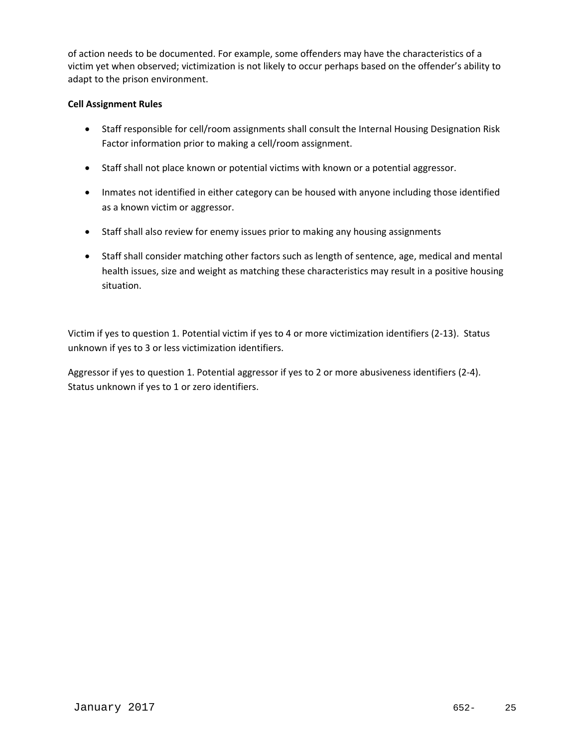of action needs to be documented. For example, some offenders may have the characteristics of a victim yet when observed; victimization is not likely to occur perhaps based on the offender's ability to adapt to the prison environment.

**Cell Assignment Rules**

- Staff responsible for cell/room assignments shall consult the Internal Housing Designation Risk Factor information prior to making a cell/room assignment.
- Staff shall not place known or potential victims with known or a potential aggressor.
- Inmates not identified in either category can be housed with anyone including those identified as a known victim or aggressor.
- Staff shall also review for enemy issues prior to making any housing assignments
- Staff shall consider matching other factors such as length of sentence, age, medical and mental health issues, size and weight as matching these characteristics may result in a positive housing situation.

Victim if yes to question 1. Potential victim if yes to 4 or more victimization identifiers (2-13). Status unknown if yes to 3 or less victimization identifiers.

Aggressor if yes to question 1. Potential aggressor if yes to 2 or more abusiveness identifiers (2-4). Status unknown if yes to 1 or zero identifiers.